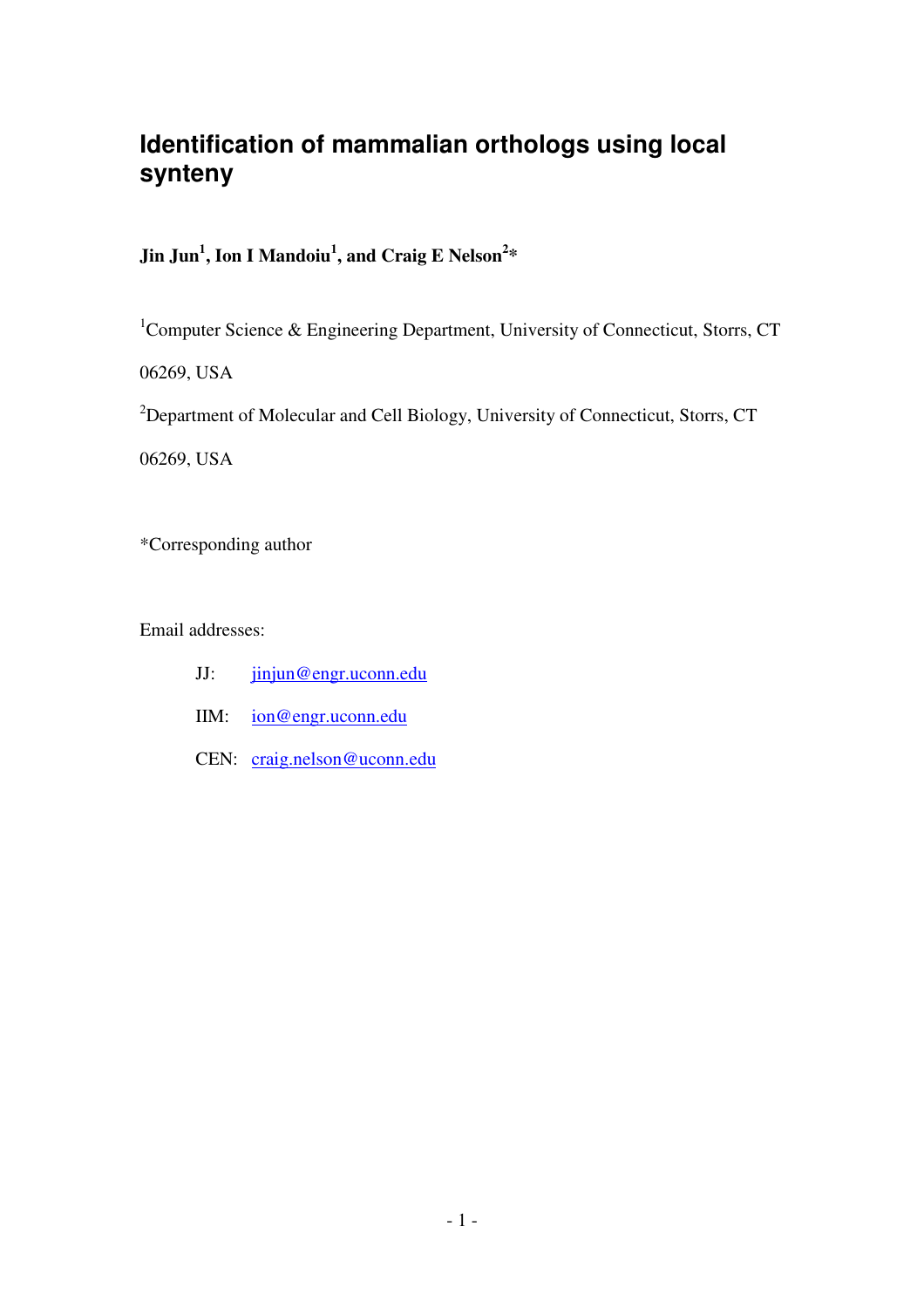# Identification of mammalian orthologs using local synteny

**Jin Jun[1], Ion I Mandoiu[1], and Craig E Nelson[2]***

[1]Computer Science & Engineering Department, University of Connecticut, Storrs, CT 06269, USA

[2]Department of Molecular and Cell Biology, University of Connecticut, Storrs, CT 06269, USA

*Corresponding author

Email addresses:

JJ: jinjun@engr.uconn.edu

IIM: ion@engr.uconn.edu

CEN: craig.nelson@uconn.edu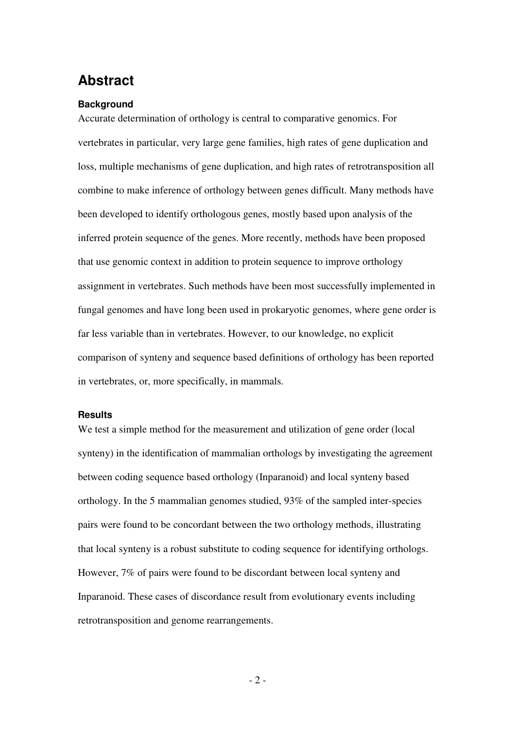# Abstract

### Background

Accurate determination of orthology is central to comparative genomics. For vertebrates in particular, very large gene families, high rates of gene duplication and loss, multiple mechanisms of gene duplication, and high rates of retrotransposition all combine to make inference of orthology between genes difficult. Many methods have been developed to identify orthologous genes, mostly based upon analysis of the inferred protein sequence of the genes. More recently, methods have been proposed that use genomic context in addition to protein sequence to improve orthology assignment in vertebrates. Such methods have been most successfully implemented in fungal genomes and have long been used in prokaryotic genomes, where gene order is far less variable than in vertebrates. However, to our knowledge, no explicit comparison of synteny and sequence based definitions of orthology has been reported in vertebrates, or, more specifically, in mammals.

### Results

We test a simple method for the measurement and utilization of gene order (local synteny) in the identification of mammalian orthologs by investigating the agreement between coding sequence based orthology (Inparanoid) and local synteny based orthology. In the 5 mammalian genomes studied, 93% of the sampled inter-species pairs were found to be concordant between the two orthology methods, illustrating that local synteny is a robust substitute to coding sequence for identifying orthologs. However, 7% of pairs were found to be discordant between local synteny and Inparanoid. These cases of discordance result from evolutionary events including retrotransposition and genome rearrangements.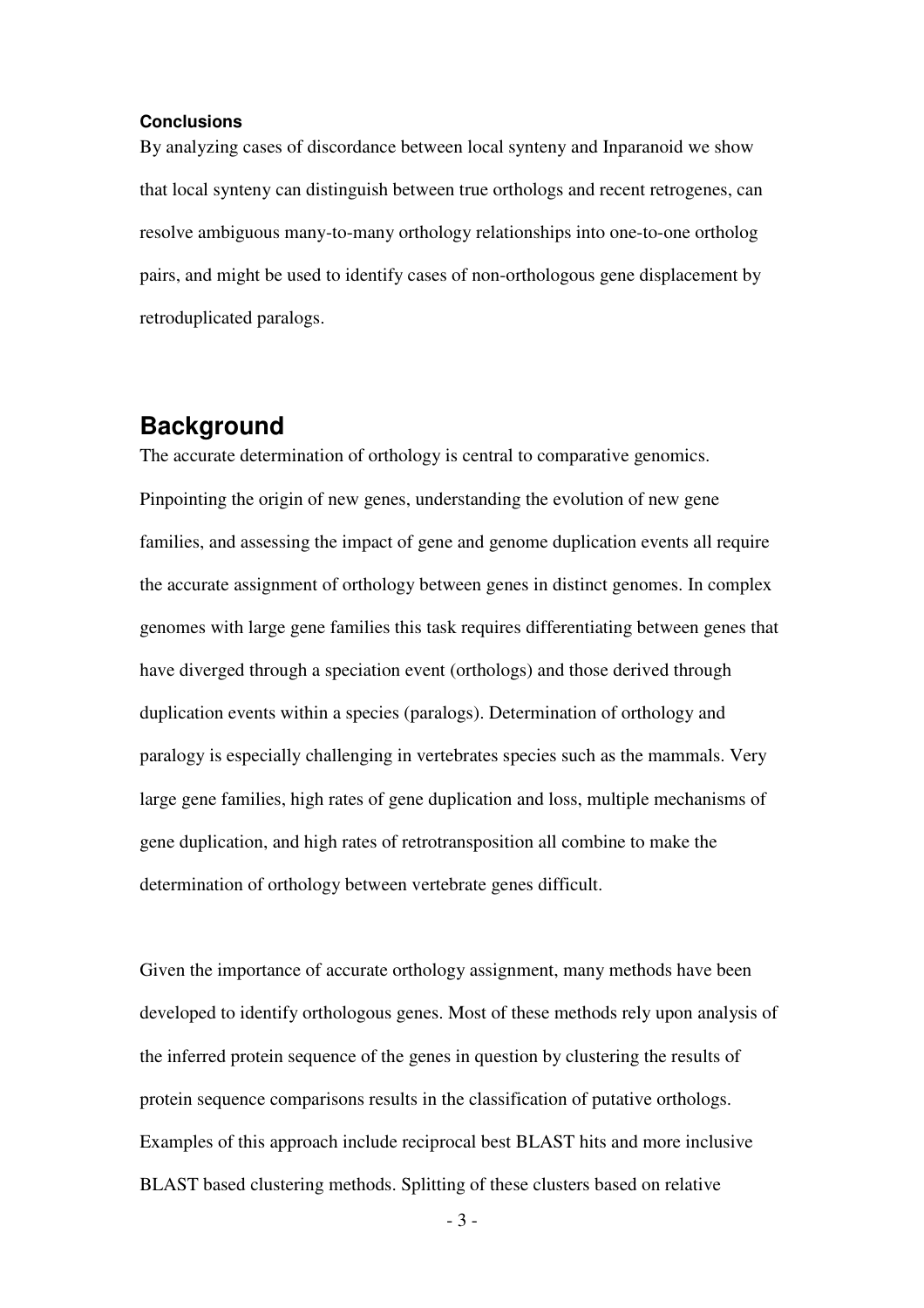#### Conclusions

By analyzing cases of discordance between local synteny and Inparanoid we show that local synteny can distinguish between true orthologs and recent retrogenes, can resolve ambiguous many-to-many orthology relationships into one-to-one ortholog pairs, and might be used to identify cases of non-orthologous gene displacement by retroduplicated paralogs.

## Background

The accurate determination of orthology is central to comparative genomics. Pinpointing the origin of new genes, understanding the evolution of new gene families, and assessing the impact of gene and genome duplication events all require the accurate assignment of orthology between genes in distinct genomes. In complex genomes with large gene families this task requires differentiating between genes that have diverged through a speciation event (orthologs) and those derived through duplication events within a species (paralogs). Determination of orthology and paralogy is especially challenging in vertebrates species such as the mammals. Very large gene families, high rates of gene duplication and loss, multiple mechanisms of gene duplication, and high rates of retrotransposition all combine to make the determination of orthology between vertebrate genes difficult.

Given the importance of accurate orthology assignment, many methods have been developed to identify orthologous genes. Most of these methods rely upon analysis of the inferred protein sequence of the genes in question by clustering the results of protein sequence comparisons results in the classification of putative orthologs. Examples of this approach include reciprocal best BLAST hits and more inclusive BLAST based clustering methods. Splitting of these clusters based on relative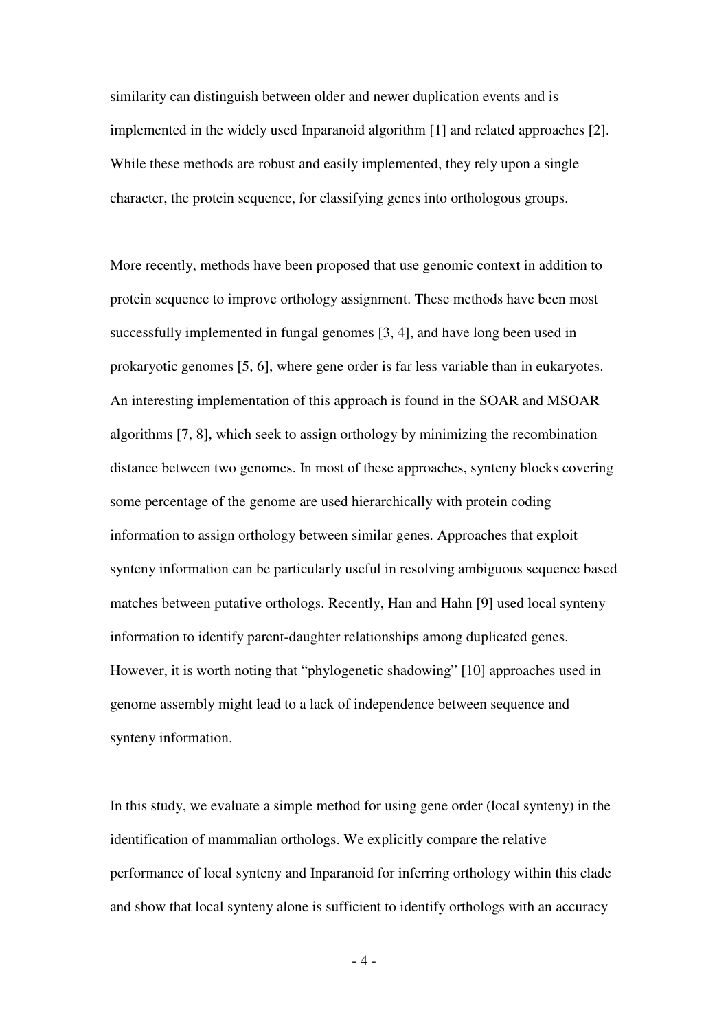similarity can distinguish between older and newer duplication events and is implemented in the widely used Inparanoid algorithm [1] and related approaches [2]. While these methods are robust and easily implemented, they rely upon a single character, the protein sequence, for classifying genes into orthologous groups.

More recently, methods have been proposed that use genomic context in addition to protein sequence to improve orthology assignment. These methods have been most successfully implemented in fungal genomes [3, 4], and have long been used in prokaryotic genomes [5, 6], where gene order is far less variable than in eukaryotes. An interesting implementation of this approach is found in the SOAR and MSOAR algorithms [7, 8], which seek to assign orthology by minimizing the recombination distance between two genomes. In most of these approaches, synteny blocks covering some percentage of the genome are used hierarchically with protein coding information to assign orthology between similar genes. Approaches that exploit synteny information can be particularly useful in resolving ambiguous sequence based matches between putative orthologs. Recently, Han and Hahn [9] used local synteny information to identify parent-daughter relationships among duplicated genes. However, it is worth noting that "phylogenetic shadowing" [10] approaches used in genome assembly might lead to a lack of independence between sequence and synteny information.

In this study, we evaluate a simple method for using gene order (local synteny) in the identification of mammalian orthologs. We explicitly compare the relative performance of local synteny and Inparanoid for inferring orthology within this clade and show that local synteny alone is sufficient to identify orthologs with an accuracy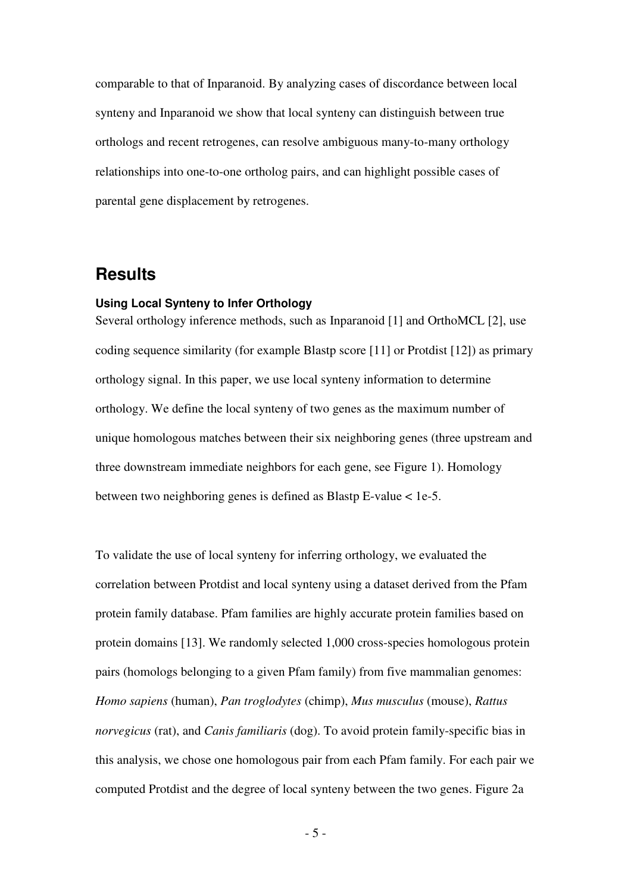comparable to that of Inparanoid. By analyzing cases of discordance between local synteny and Inparanoid we show that local synteny can distinguish between true orthologs and recent retrogenes, can resolve ambiguous many-to-many orthology relationships into one-to-one ortholog pairs, and can highlight possible cases of parental gene displacement by retrogenes.

## Results

### Using Local Synteny to Infer Orthology

Several orthology inference methods, such as Inparanoid [1] and OrthoMCL [2], use coding sequence similarity (for example Blastp score [11] or Protdist [12]) as primary orthology signal. In this paper, we use local synteny information to determine orthology. We define the local synteny of two genes as the maximum number of unique homologous matches between their six neighboring genes (three upstream and three downstream immediate neighbors for each gene, see Figure 1). Homology between two neighboring genes is defined as Blastp E-value < 1e-5.

To validate the use of local synteny for inferring orthology, we evaluated the correlation between Protdist and local synteny using a dataset derived from the Pfam protein family database. Pfam families are highly accurate protein families based on protein domains [13]. We randomly selected 1,000 cross-species homologous protein pairs (homologs belonging to a given Pfam family) from five mammalian genomes: *Homo sapiens* (human), *Pan troglodytes* (chimp), *Mus musculus* (mouse), *Rattus norvegicus* (rat), and *Canis familiaris* (dog). To avoid protein family-specific bias in this analysis, we chose one homologous pair from each Pfam family. For each pair we computed Protdist and the degree of local synteny between the two genes. Figure 2a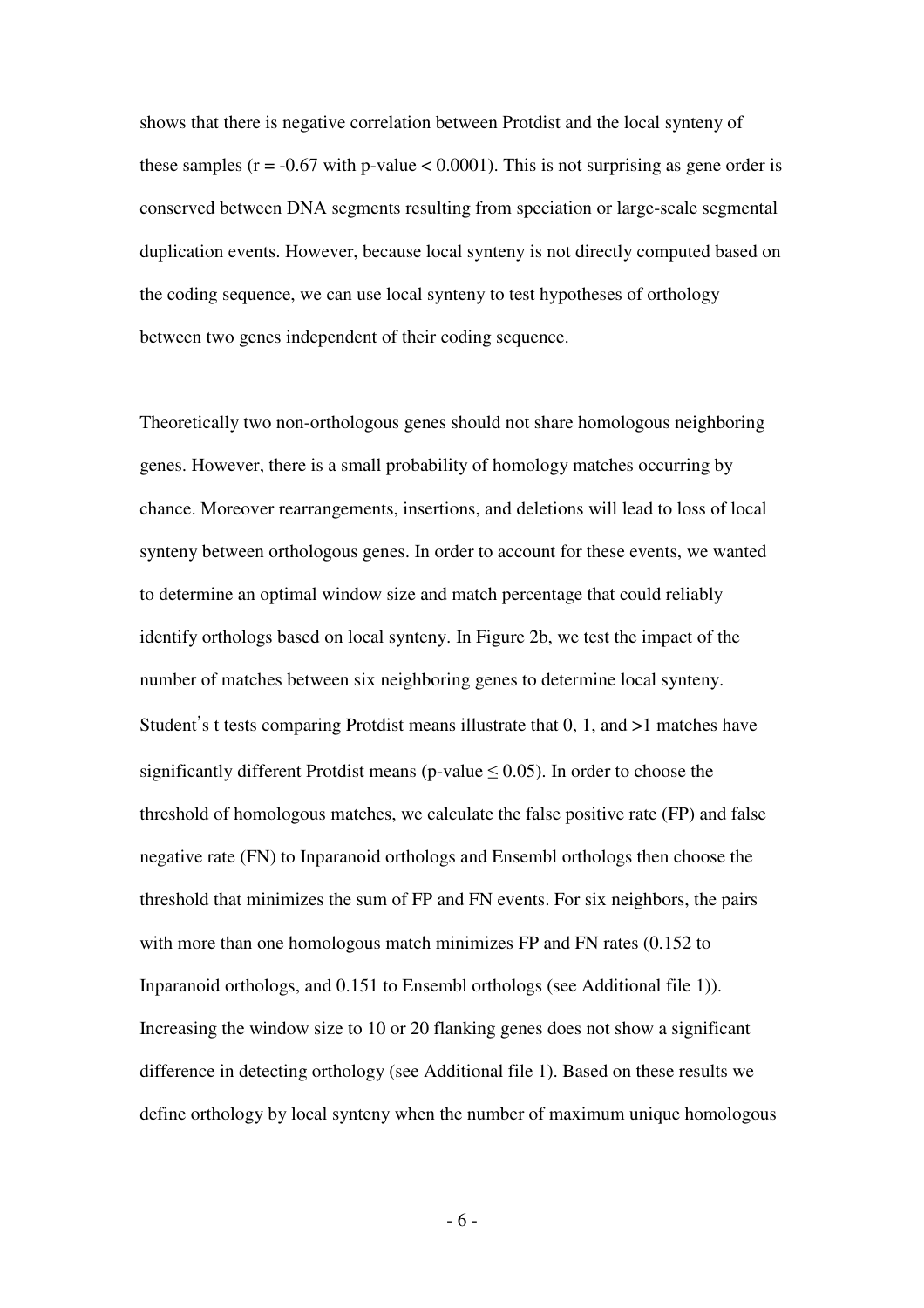shows that there is negative correlation between Protdist and the local synteny of these samples ($r = -0.67$ with p-value $< 0.0001$). This is not surprising as gene order is conserved between DNA segments resulting from speciation or large-scale segmental duplication events. However, because local synteny is not directly computed based on the coding sequence, we can use local synteny to test hypotheses of orthology between two genes independent of their coding sequence.

Theoretically two non-orthologous genes should not share homologous neighboring genes. However, there is a small probability of homology matches occurring by chance. Moreover rearrangements, insertions, and deletions will lead to loss of local synteny between orthologous genes. In order to account for these events, we wanted to determine an optimal window size and match percentage that could reliably identify orthologs based on local synteny. In Figure 2b, we test the impact of the number of matches between six neighboring genes to determine local synteny. Student's t tests comparing Protdist means illustrate that 0, 1, and >1 matches have significantly different Protdist means (p-value $\leq 0.05$). In order to choose the threshold of homologous matches, we calculate the false positive rate (FP) and false negative rate (FN) to Inparanoid orthologs and Ensembl orthologs then choose the threshold that minimizes the sum of FP and FN events. For six neighbors, the pairs with more than one homologous match minimizes FP and FN rates (0.152 to Inparanoid orthologs, and 0.151 to Ensembl orthologs (see Additional file 1)). Increasing the window size to 10 or 20 flanking genes does not show a significant difference in detecting orthology (see Additional file 1). Based on these results we define orthology by local synteny when the number of maximum unique homologous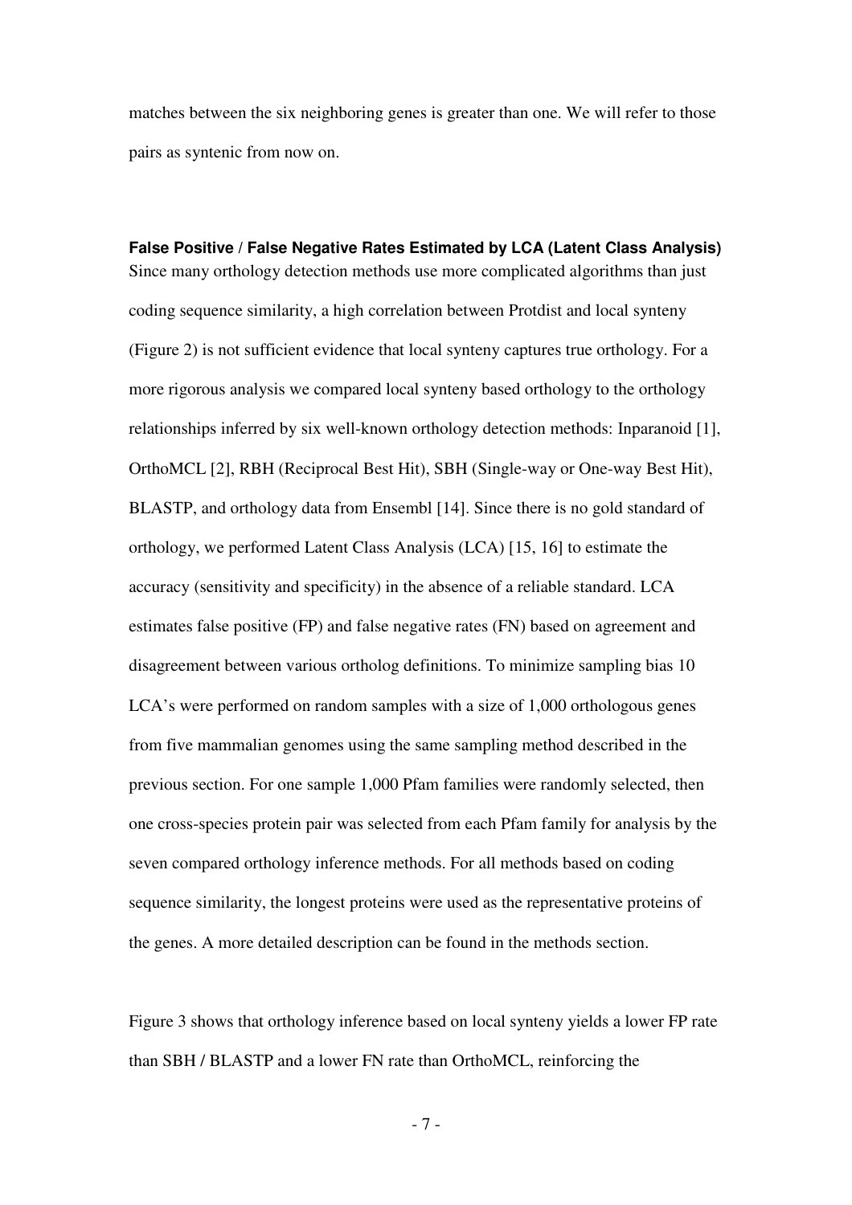matches between the six neighboring genes is greater than one. We will refer to those pairs as syntenic from now on.

### False Positive / False Negative Rates Estimated by LCA (Latent Class Analysis)

Since many orthology detection methods use more complicated algorithms than just coding sequence similarity, a high correlation between Protdist and local synteny (Figure 2) is not sufficient evidence that local synteny captures true orthology. For a more rigorous analysis we compared local synteny based orthology to the orthology relationships inferred by six well-known orthology detection methods: Inparanoid [1], OrthoMCL [2], RBH (Reciprocal Best Hit), SBH (Single-way or One-way Best Hit), BLASTP, and orthology data from Ensembl [14]. Since there is no gold standard of orthology, we performed Latent Class Analysis (LCA) [15, 16] to estimate the accuracy (sensitivity and specificity) in the absence of a reliable standard. LCA estimates false positive (FP) and false negative rates (FN) based on agreement and disagreement between various ortholog definitions. To minimize sampling bias 10 LCA's were performed on random samples with a size of 1,000 orthologous genes from five mammalian genomes using the same sampling method described in the previous section. For one sample 1,000 Pfam families were randomly selected, then one cross-species protein pair was selected from each Pfam family for analysis by the seven compared orthology inference methods. For all methods based on coding sequence similarity, the longest proteins were used as the representative proteins of the genes. A more detailed description can be found in the methods section.

Figure 3 shows that orthology inference based on local synteny yields a lower FP rate than SBH / BLASTP and a lower FN rate than OrthoMCL, reinforcing the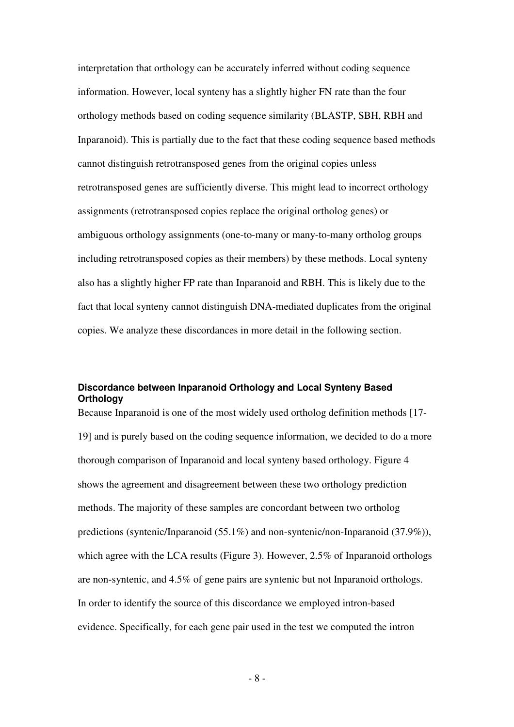interpretation that orthology can be accurately inferred without coding sequence information. However, local synteny has a slightly higher FN rate than the four orthology methods based on coding sequence similarity (BLASTP, SBH, RBH and Inparanoid). This is partially due to the fact that these coding sequence based methods cannot distinguish retrotransposed genes from the original copies unless retrotransposed genes are sufficiently diverse. This might lead to incorrect orthology assignments (retrotransposed copies replace the original ortholog genes) or ambiguous orthology assignments (one-to-many or many-to-many ortholog groups including retrotransposed copies as their members) by these methods. Local synteny also has a slightly higher FP rate than Inparanoid and RBH. This is likely due to the fact that local synteny cannot distinguish DNA-mediated duplicates from the original copies. We analyze these discordances in more detail in the following section.

### Discordance between Inparanoid Orthology and Local Synteny Based Orthology

Because Inparanoid is one of the most widely used ortholog definition methods [17-19] and is purely based on the coding sequence information, we decided to do a more thorough comparison of Inparanoid and local synteny based orthology. Figure 4 shows the agreement and disagreement between these two orthology prediction methods. The majority of these samples are concordant between two ortholog predictions (syntenic/Inparanoid (55.1%) and non-syntenic/non-Inparanoid (37.9%)), which agree with the LCA results (Figure 3). However, 2.5% of Inparanoid orthologs are non-syntenic, and 4.5% of gene pairs are syntenic but not Inparanoid orthologs. In order to identify the source of this discordance we employed intron-based evidence. Specifically, for each gene pair used in the test we computed the intron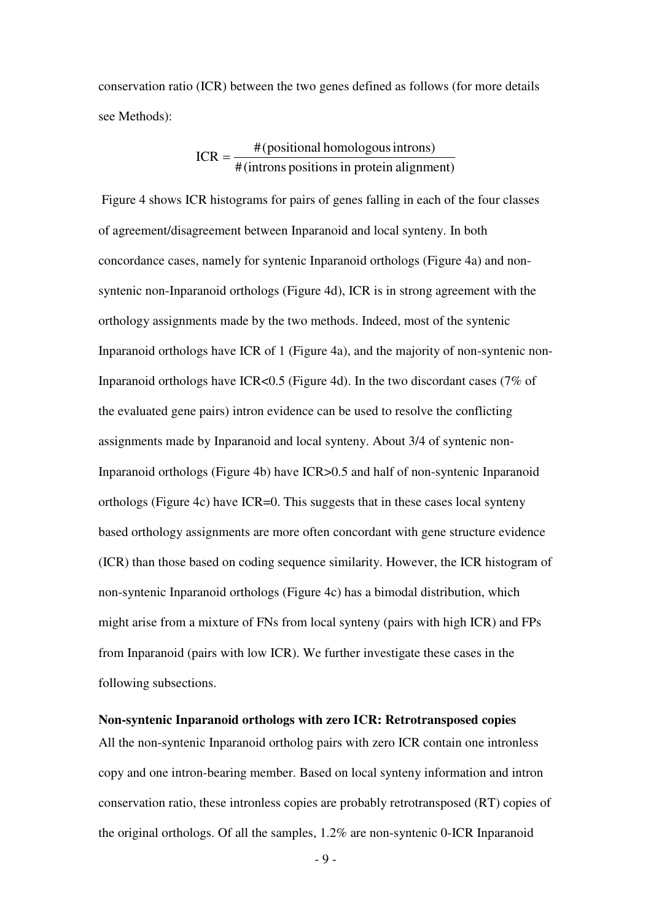conservation ratio (ICR) between the two genes defined as follows (for more details see Methods):

$$\text{ICR} = \frac{\#(\text{positional homologous introns})}{\#(\text{introns positions in protein alignment})}$$

Figure 4 shows ICR histograms for pairs of genes falling in each of the four classes of agreement/disagreement between Inparanoid and local synteny. In both concordance cases, namely for syntenic Inparanoid orthologs (Figure 4a) and non-syntenic non-Inparanoid orthologs (Figure 4d), ICR is in strong agreement with the orthology assignments made by the two methods. Indeed, most of the syntenic Inparanoid orthologs have ICR of 1 (Figure 4a), and the majority of non-syntenic non-Inparanoid orthologs have ICR<0.5 (Figure 4d). In the two discordant cases (7% of the evaluated gene pairs) intron evidence can be used to resolve the conflicting assignments made by Inparanoid and local synteny. About 3/4 of syntenic non-Inparanoid orthologs (Figure 4b) have ICR>0.5 and half of non-syntenic Inparanoid orthologs (Figure 4c) have ICR=0. This suggests that in these cases local synteny based orthology assignments are more often concordant with gene structure evidence (ICR) than those based on coding sequence similarity. However, the ICR histogram of non-syntenic Inparanoid orthologs (Figure 4c) has a bimodal distribution, which might arise from a mixture of FNs from local synteny (pairs with high ICR) and FPs from Inparanoid (pairs with low ICR). We further investigate these cases in the following subsections.

**Non-syntenic Inparanoid orthologs with zero ICR: Retrotransposed copies**

All the non-syntenic Inparanoid ortholog pairs with zero ICR contain one intronless copy and one intron-bearing member. Based on local synteny information and intron conservation ratio, these intronless copies are probably retrotransposed (RT) copies of the original orthologs. Of all the samples, 1.2% are non-syntenic 0-ICR Inparanoid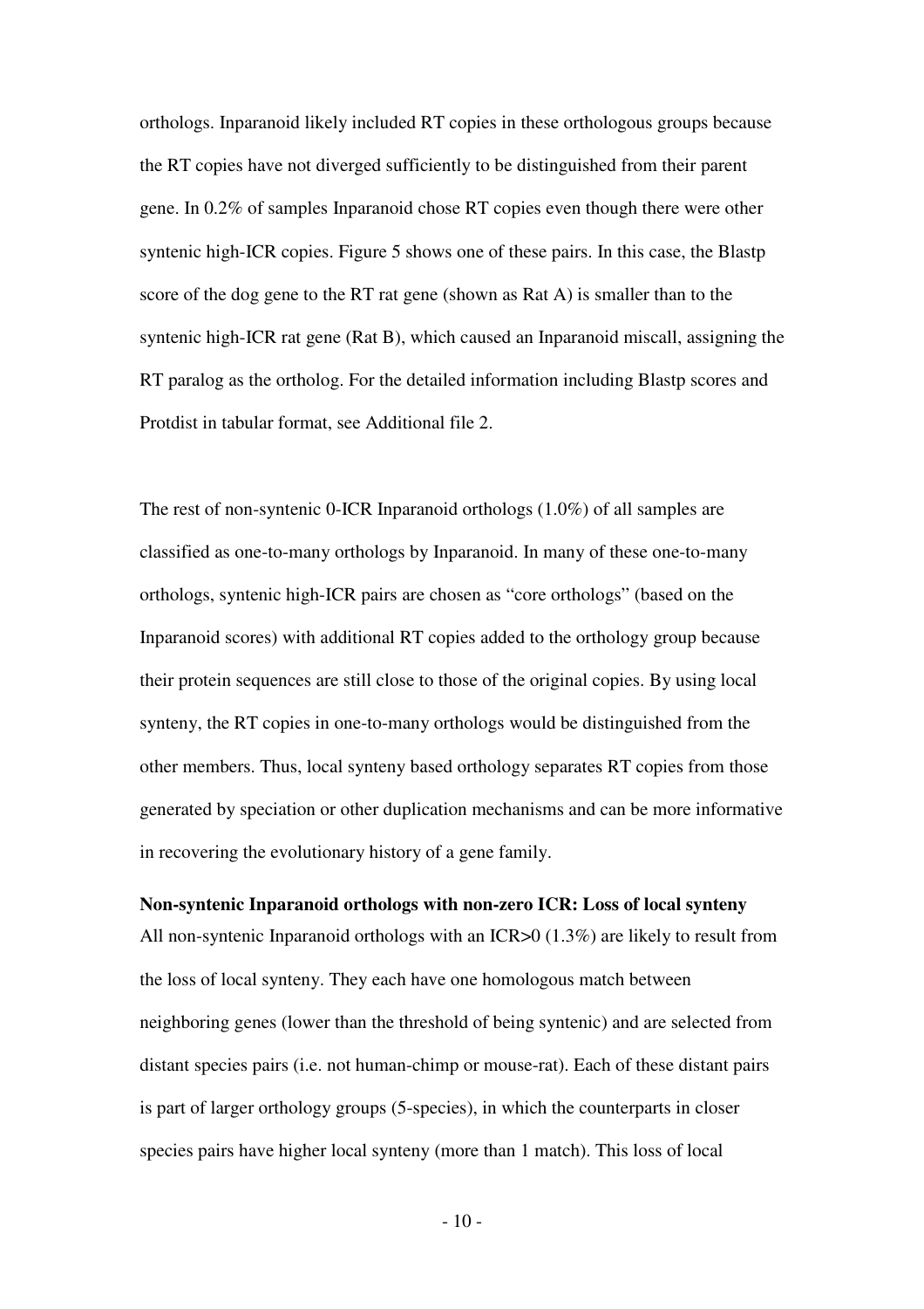orthologs. Inparanoid likely included RT copies in these orthologous groups because the RT copies have not diverged sufficiently to be distinguished from their parent gene. In 0.2% of samples Inparanoid chose RT copies even though there were other syntenic high-ICR copies. Figure 5 shows one of these pairs. In this case, the Blastp score of the dog gene to the RT rat gene (shown as Rat A) is smaller than to the syntenic high-ICR rat gene (Rat B), which caused an Inparanoid miscall, assigning the RT paralog as the ortholog. For the detailed information including Blastp scores and Protdist in tabular format, see Additional file 2.

The rest of non-syntenic 0-ICR Inparanoid orthologs (1.0%) of all samples are classified as one-to-many orthologs by Inparanoid. In many of these one-to-many orthologs, syntenic high-ICR pairs are chosen as "core orthologs" (based on the Inparanoid scores) with additional RT copies added to the orthology group because their protein sequences are still close to those of the original copies. By using local synteny, the RT copies in one-to-many orthologs would be distinguished from the other members. Thus, local synteny based orthology separates RT copies from those generated by speciation or other duplication mechanisms and can be more informative in recovering the evolutionary history of a gene family.

**Non-syntenic Inparanoid orthologs with non-zero ICR: Loss of local synteny**

All non-syntenic Inparanoid orthologs with an ICR>0 (1.3%) are likely to result from the loss of local synteny. They each have one homologous match between neighboring genes (lower than the threshold of being syntenic) and are selected from distant species pairs (i.e. not human-chimp or mouse-rat). Each of these distant pairs is part of larger orthology groups (5-species), in which the counterparts in closer species pairs have higher local synteny (more than 1 match). This loss of local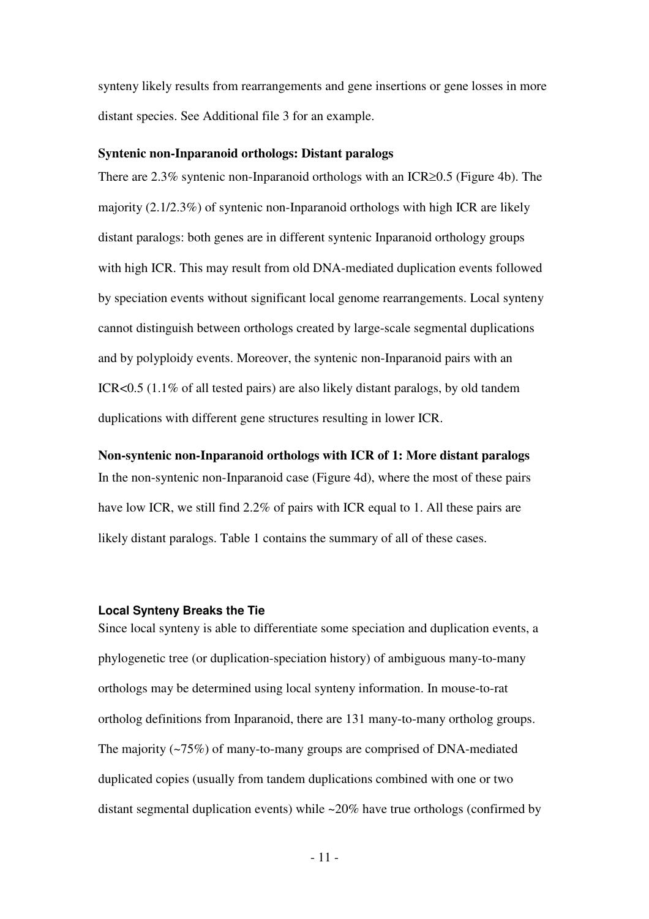synteny likely results from rearrangements and gene insertions or gene losses in more distant species. See Additional file 3 for an example.

**Syntenic non-Inparanoid orthologs: Distant paralogs**

There are 2.3% syntenic non-Inparanoid orthologs with an ICR≥0.5 (Figure 4b). The majority (2.1/2.3%) of syntenic non-Inparanoid orthologs with high ICR are likely distant paralogs: both genes are in different syntenic Inparanoid orthology groups with high ICR. This may result from old DNA-mediated duplication events followed by speciation events without significant local genome rearrangements. Local synteny cannot distinguish between orthologs created by large-scale segmental duplications and by polyploidy events. Moreover, the syntenic non-Inparanoid pairs with an ICR<0.5 (1.1% of all tested pairs) are also likely distant paralogs, by old tandem duplications with different gene structures resulting in lower ICR.

**Non-syntenic non-Inparanoid orthologs with ICR of 1: More distant paralogs**

In the non-syntenic non-Inparanoid case (Figure 4d), where the most of these pairs have low ICR, we still find 2.2% of pairs with ICR equal to 1. All these pairs are likely distant paralogs. Table 1 contains the summary of all of these cases.

### Local Synteny Breaks the Tie

Since local synteny is able to differentiate some speciation and duplication events, a phylogenetic tree (or duplication-speciation history) of ambiguous many-to-many orthologs may be determined using local synteny information. In mouse-to-rat ortholog definitions from Inparanoid, there are 131 many-to-many ortholog groups. The majority (~75%) of many-to-many groups are comprised of DNA-mediated duplicated copies (usually from tandem duplications combined with one or two distant segmental duplication events) while ~20% have true orthologs (confirmed by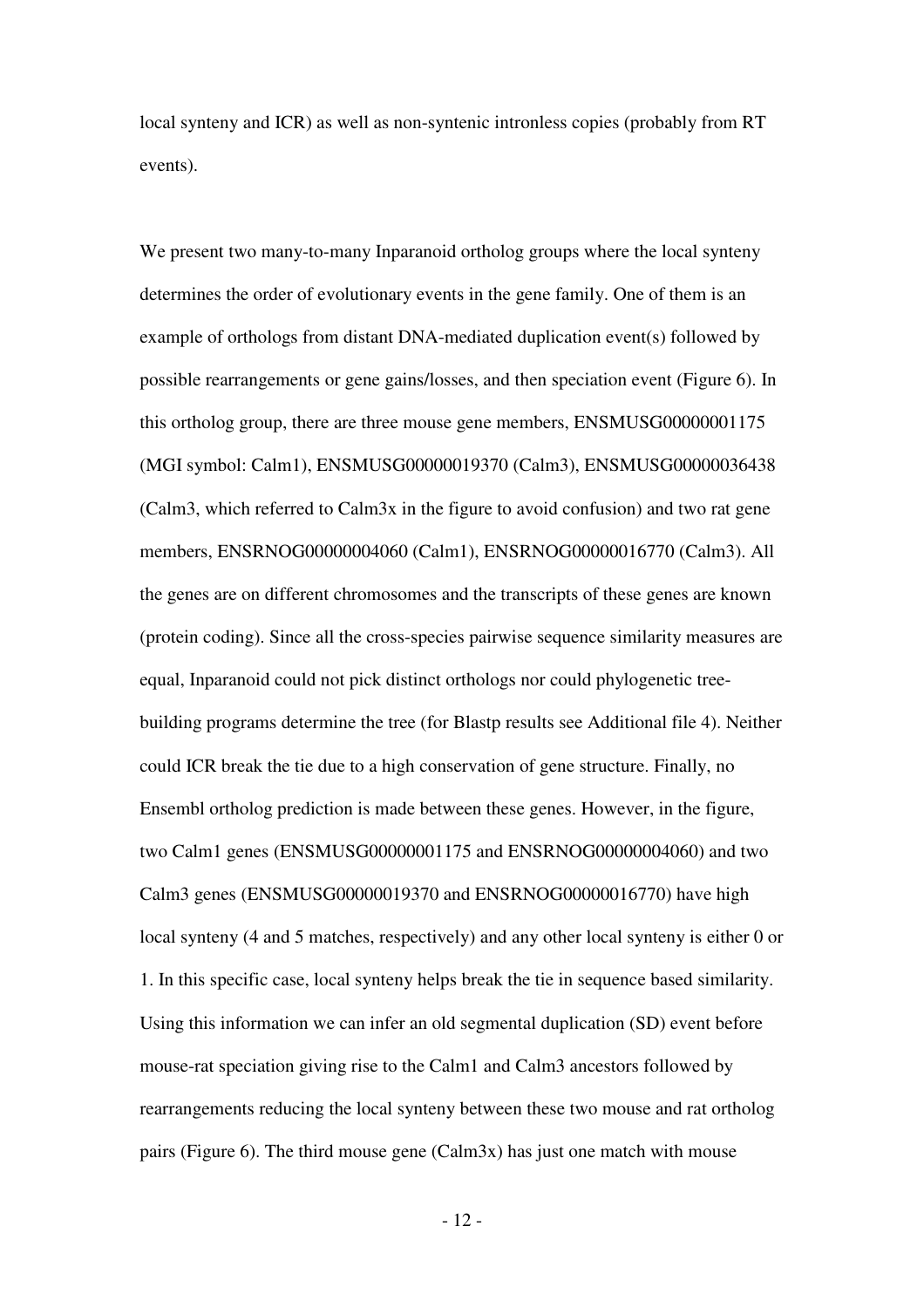local synteny and ICR) as well as non-syntenic intronless copies (probably from RT events).

We present two many-to-many Inparanoid ortholog groups where the local synteny determines the order of evolutionary events in the gene family. One of them is an example of orthologs from distant DNA-mediated duplication event(s) followed by possible rearrangements or gene gains/losses, and then speciation event (Figure 6). In this ortholog group, there are three mouse gene members, ENSMUSG00000001175 (MGI symbol: Calm1), ENSMUSG00000019370 (Calm3), ENSMUSG00000036438 (Calm3, which referred to Calm3x in the figure to avoid confusion) and two rat gene members, ENSRNOG00000004060 (Calm1), ENSRNOG00000016770 (Calm3). All the genes are on different chromosomes and the transcripts of these genes are known (protein coding). Since all the cross-species pairwise sequence similarity measures are equal, Inparanoid could not pick distinct orthologs nor could phylogenetic tree-building programs determine the tree (for Blastp results see Additional file 4). Neither could ICR break the tie due to a high conservation of gene structure. Finally, no Ensembl ortholog prediction is made between these genes. However, in the figure, two Calm1 genes (ENSMUSG00000001175 and ENSRNOG00000004060) and two Calm3 genes (ENSMUSG00000019370 and ENSRNOG00000016770) have high local synteny (4 and 5 matches, respectively) and any other local synteny is either 0 or 1. In this specific case, local synteny helps break the tie in sequence based similarity. Using this information we can infer an old segmental duplication (SD) event before mouse-rat speciation giving rise to the Calm1 and Calm3 ancestors followed by rearrangements reducing the local synteny between these two mouse and rat ortholog pairs (Figure 6). The third mouse gene (Calm3x) has just one match with mouse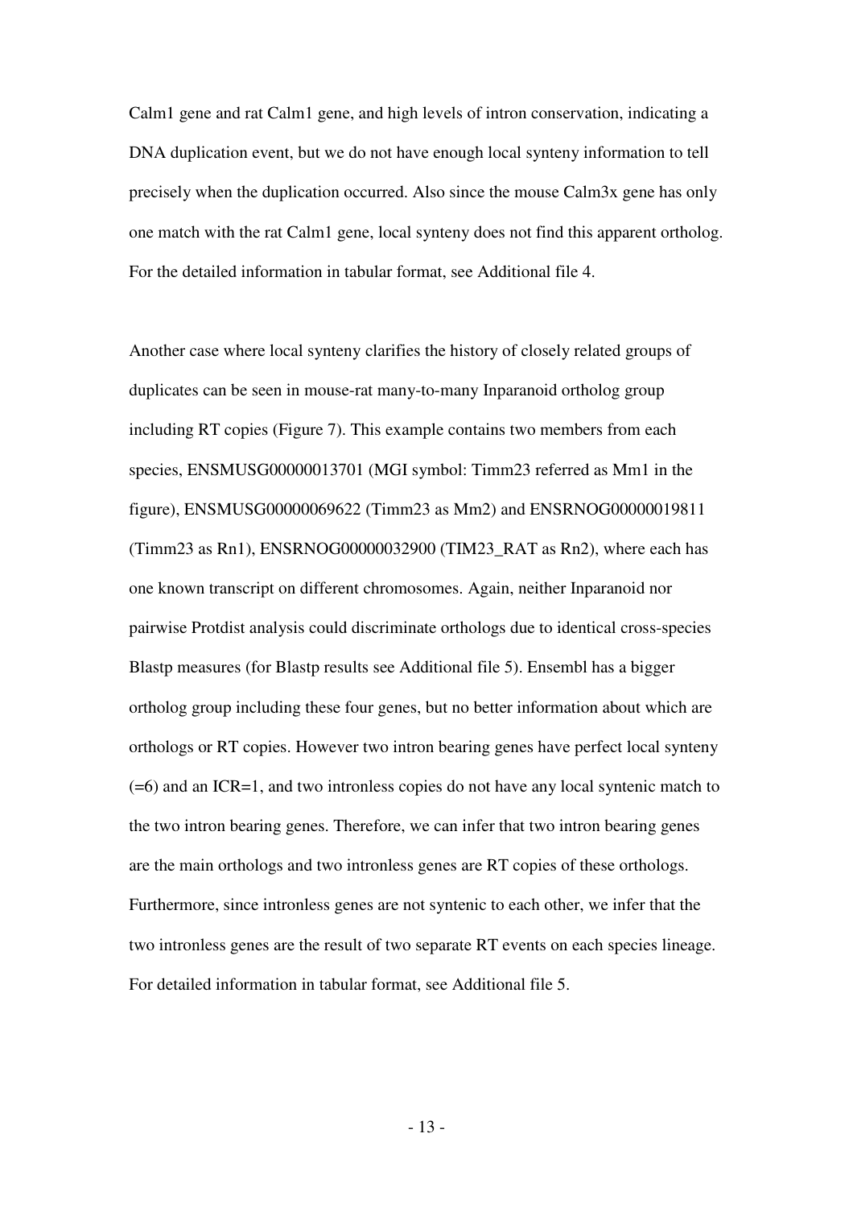Calm1 gene and rat Calm1 gene, and high levels of intron conservation, indicating a DNA duplication event, but we do not have enough local synteny information to tell precisely when the duplication occurred. Also since the mouse Calm3x gene has only one match with the rat Calm1 gene, local synteny does not find this apparent ortholog. For the detailed information in tabular format, see Additional file 4.

Another case where local synteny clarifies the history of closely related groups of duplicates can be seen in mouse-rat many-to-many Inparanoid ortholog group including RT copies (Figure 7). This example contains two members from each species, ENSMUSG00000013701 (MGI symbol: Timm23 referred as Mm1 in the figure), ENSMUSG00000069622 (Timm23 as Mm2) and ENSRNOG00000019811 (Timm23 as Rn1), ENSRNOG00000032900 (TIM23_RAT as Rn2), where each has one known transcript on different chromosomes. Again, neither Inparanoid nor pairwise Protdist analysis could discriminate orthologs due to identical cross-species Blastp measures (for Blastp results see Additional file 5). Ensembl has a bigger ortholog group including these four genes, but no better information about which are orthologs or RT copies. However two intron bearing genes have perfect local synteny (=6) and an ICR=1, and two intronless copies do not have any local syntenic match to the two intron bearing genes. Therefore, we can infer that two intron bearing genes are the main orthologs and two intronless genes are RT copies of these orthologs. Furthermore, since intronless genes are not syntenic to each other, we infer that the two intronless genes are the result of two separate RT events on each species lineage. For detailed information in tabular format, see Additional file 5.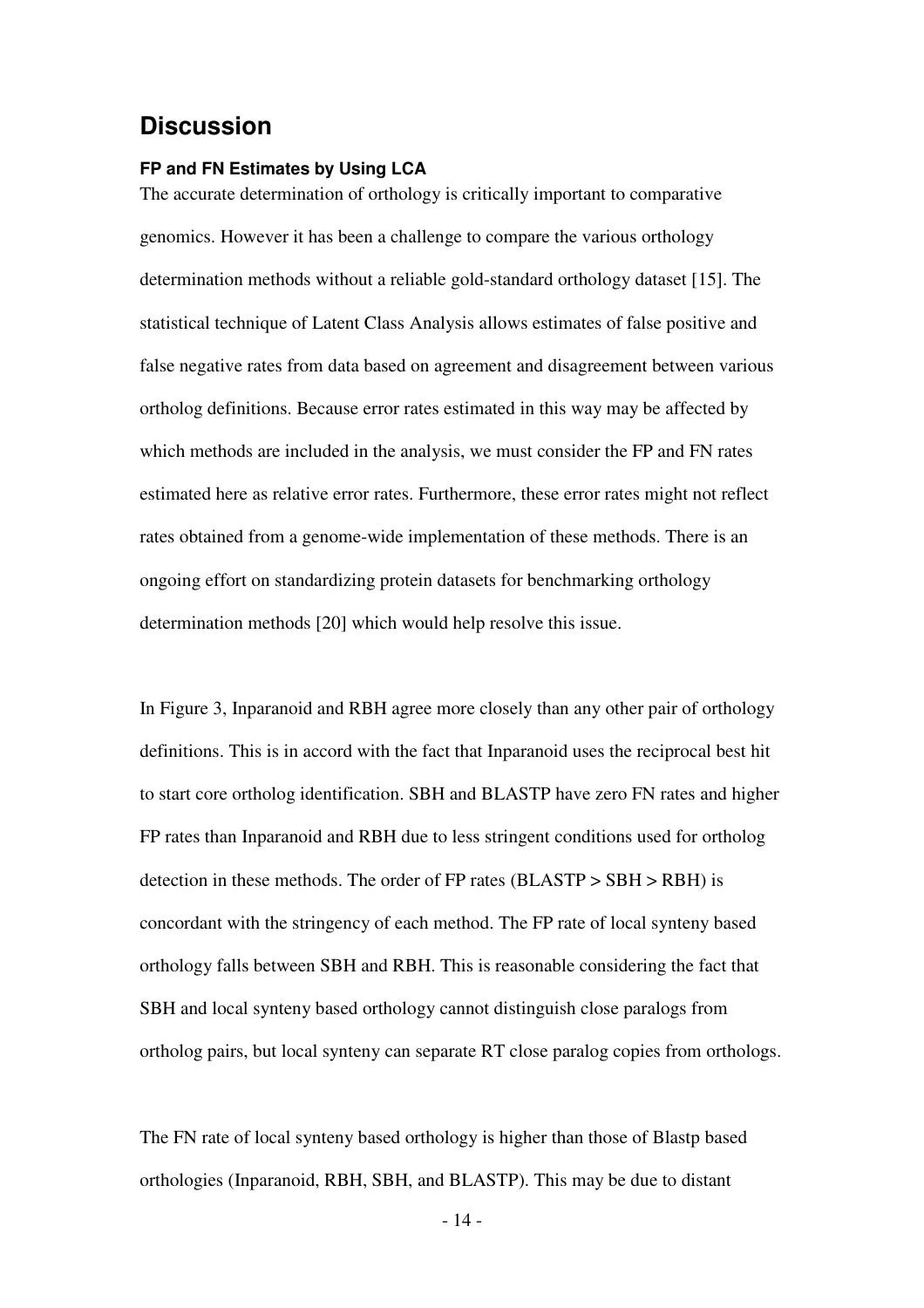## Discussion

#### FP and FN Estimates by Using LCA

The accurate determination of orthology is critically important to comparative genomics. However it has been a challenge to compare the various orthology determination methods without a reliable gold-standard orthology dataset [15]. The statistical technique of Latent Class Analysis allows estimates of false positive and false negative rates from data based on agreement and disagreement between various ortholog definitions. Because error rates estimated in this way may be affected by which methods are included in the analysis, we must consider the FP and FN rates estimated here as relative error rates. Furthermore, these error rates might not reflect rates obtained from a genome-wide implementation of these methods. There is an ongoing effort on standardizing protein datasets for benchmarking orthology determination methods [20] which would help resolve this issue.

In Figure 3, Inparanoid and RBH agree more closely than any other pair of orthology definitions. This is in accord with the fact that Inparanoid uses the reciprocal best hit to start core ortholog identification. SBH and BLASTP have zero FN rates and higher FP rates than Inparanoid and RBH due to less stringent conditions used for ortholog detection in these methods. The order of FP rates (BLASTP > SBH > RBH) is concordant with the stringency of each method. The FP rate of local synteny based orthology falls between SBH and RBH. This is reasonable considering the fact that SBH and local synteny based orthology cannot distinguish close paralogs from ortholog pairs, but local synteny can separate RT close paralog copies from orthologs.

The FN rate of local synteny based orthology is higher than those of Blastp based orthologies (Inparanoid, RBH, SBH, and BLASTP). This may be due to distant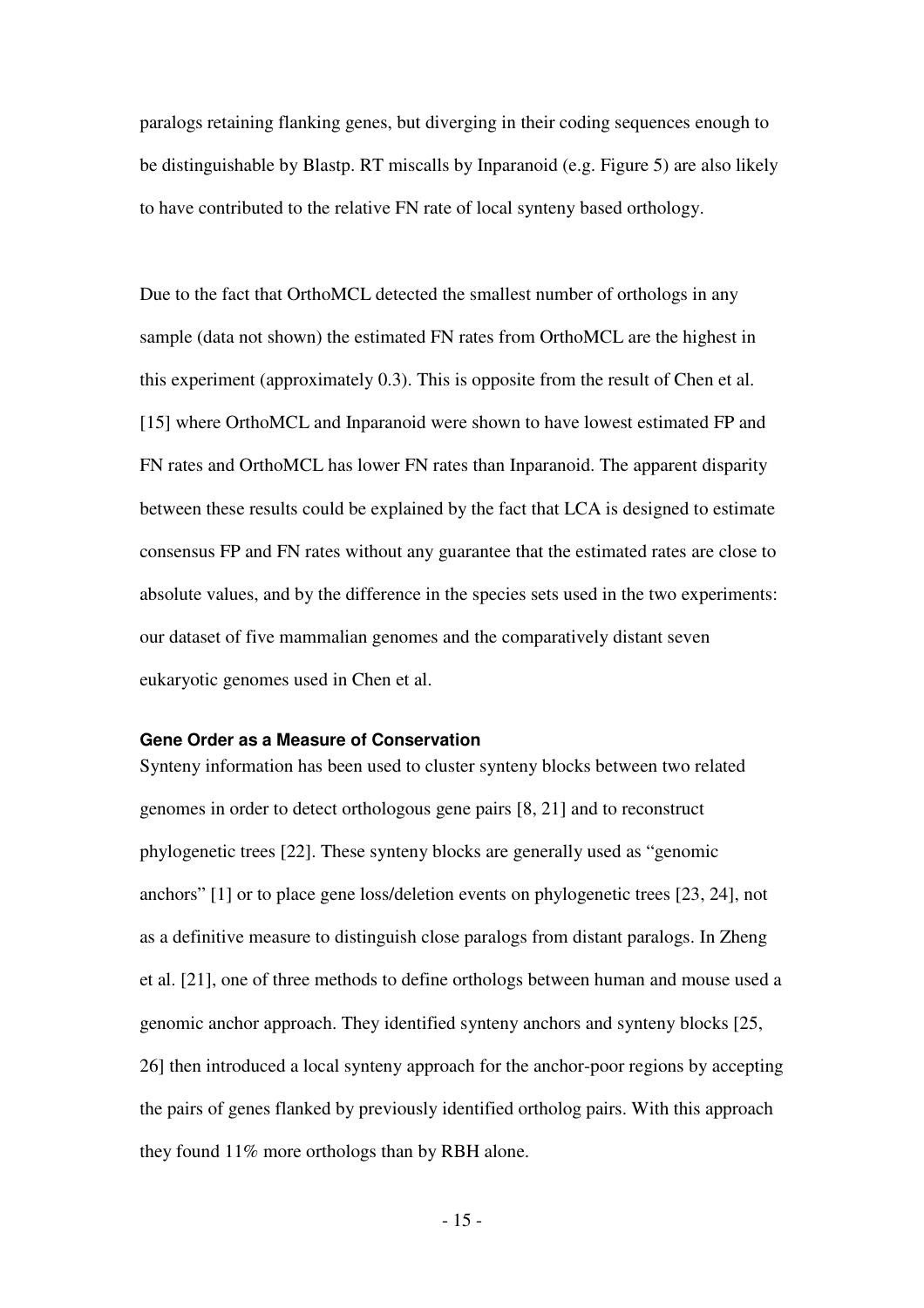paralogs retaining flanking genes, but diverging in their coding sequences enough to be distinguishable by Blastp. RT miscalls by Inparanoid (e.g. Figure 5) are also likely to have contributed to the relative FN rate of local synteny based orthology.

Due to the fact that OrthoMCL detected the smallest number of orthologs in any sample (data not shown) the estimated FN rates from OrthoMCL are the highest in this experiment (approximately 0.3). This is opposite from the result of Chen et al. [15] where OrthoMCL and Inparanoid were shown to have lowest estimated FP and FN rates and OrthoMCL has lower FN rates than Inparanoid. The apparent disparity between these results could be explained by the fact that LCA is designed to estimate consensus FP and FN rates without any guarantee that the estimated rates are close to absolute values, and by the difference in the species sets used in the two experiments: our dataset of five mammalian genomes and the comparatively distant seven eukaryotic genomes used in Chen et al.

### Gene Order as a Measure of Conservation

Synteny information has been used to cluster synteny blocks between two related genomes in order to detect orthologous gene pairs [8, 21] and to reconstruct phylogenetic trees [22]. These synteny blocks are generally used as "genomic anchors" [1] or to place gene loss/deletion events on phylogenetic trees [23, 24], not as a definitive measure to distinguish close paralogs from distant paralogs. In Zheng et al. [21], one of three methods to define orthologs between human and mouse used a genomic anchor approach. They identified synteny anchors and synteny blocks [25, 26] then introduced a local synteny approach for the anchor-poor regions by accepting the pairs of genes flanked by previously identified ortholog pairs. With this approach they found 11% more orthologs than by RBH alone.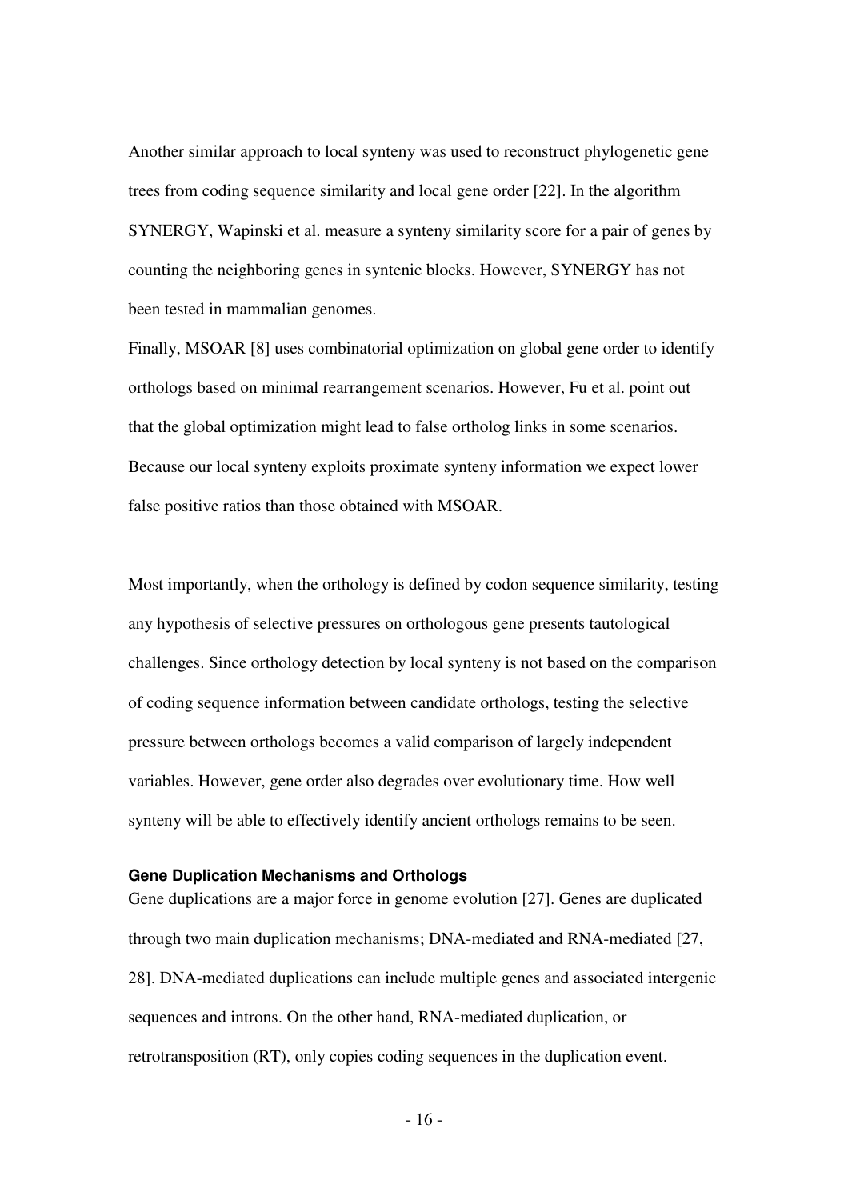Another similar approach to local synteny was used to reconstruct phylogenetic gene trees from coding sequence similarity and local gene order [22]. In the algorithm SYNERGY, Wapinski et al. measure a synteny similarity score for a pair of genes by counting the neighboring genes in syntenic blocks. However, SYNERGY has not been tested in mammalian genomes.

Finally, MSOAR [8] uses combinatorial optimization on global gene order to identify orthologs based on minimal rearrangement scenarios. However, Fu et al. point out that the global optimization might lead to false ortholog links in some scenarios. Because our local synteny exploits proximate synteny information we expect lower false positive ratios than those obtained with MSOAR.

Most importantly, when the orthology is defined by codon sequence similarity, testing any hypothesis of selective pressures on orthologous gene presents tautological challenges. Since orthology detection by local synteny is not based on the comparison of coding sequence information between candidate orthologs, testing the selective pressure between orthologs becomes a valid comparison of largely independent variables. However, gene order also degrades over evolutionary time. How well synteny will be able to effectively identify ancient orthologs remains to be seen.

### Gene Duplication Mechanisms and Orthologs

Gene duplications are a major force in genome evolution [27]. Genes are duplicated through two main duplication mechanisms; DNA-mediated and RNA-mediated [27, 28]. DNA-mediated duplications can include multiple genes and associated intergenic sequences and introns. On the other hand, RNA-mediated duplication, or retrotransposition (RT), only copies coding sequences in the duplication event.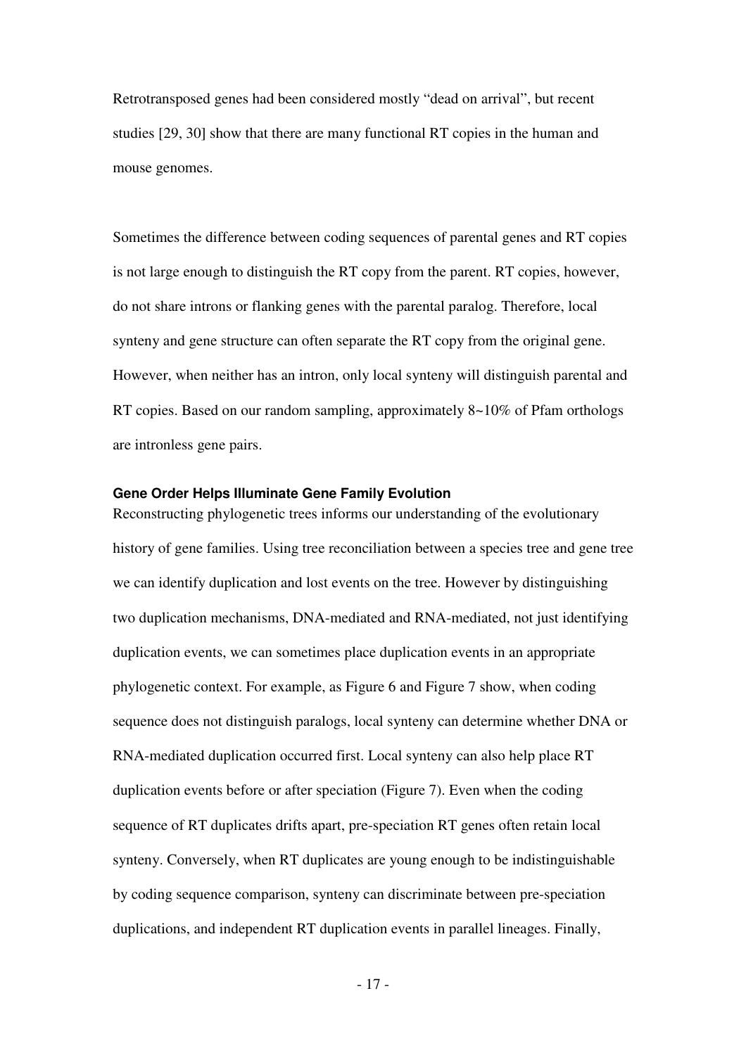Retrotransposed genes had been considered mostly "dead on arrival", but recent studies [29, 30] show that there are many functional RT copies in the human and mouse genomes.

Sometimes the difference between coding sequences of parental genes and RT copies is not large enough to distinguish the RT copy from the parent. RT copies, however, do not share introns or flanking genes with the parental paralog. Therefore, local synteny and gene structure can often separate the RT copy from the original gene. However, when neither has an intron, only local synteny will distinguish parental and RT copies. Based on our random sampling, approximately 8~10% of Pfam orthologs are intronless gene pairs.

### Gene Order Helps Illuminate Gene Family Evolution

Reconstructing phylogenetic trees informs our understanding of the evolutionary history of gene families. Using tree reconciliation between a species tree and gene tree we can identify duplication and lost events on the tree. However by distinguishing two duplication mechanisms, DNA-mediated and RNA-mediated, not just identifying duplication events, we can sometimes place duplication events in an appropriate phylogenetic context. For example, as Figure 6 and Figure 7 show, when coding sequence does not distinguish paralogs, local synteny can determine whether DNA or RNA-mediated duplication occurred first. Local synteny can also help place RT duplication events before or after speciation (Figure 7). Even when the coding sequence of RT duplicates drifts apart, pre-speciation RT genes often retain local synteny. Conversely, when RT duplicates are young enough to be indistinguishable by coding sequence comparison, synteny can discriminate between pre-speciation duplications, and independent RT duplication events in parallel lineages. Finally,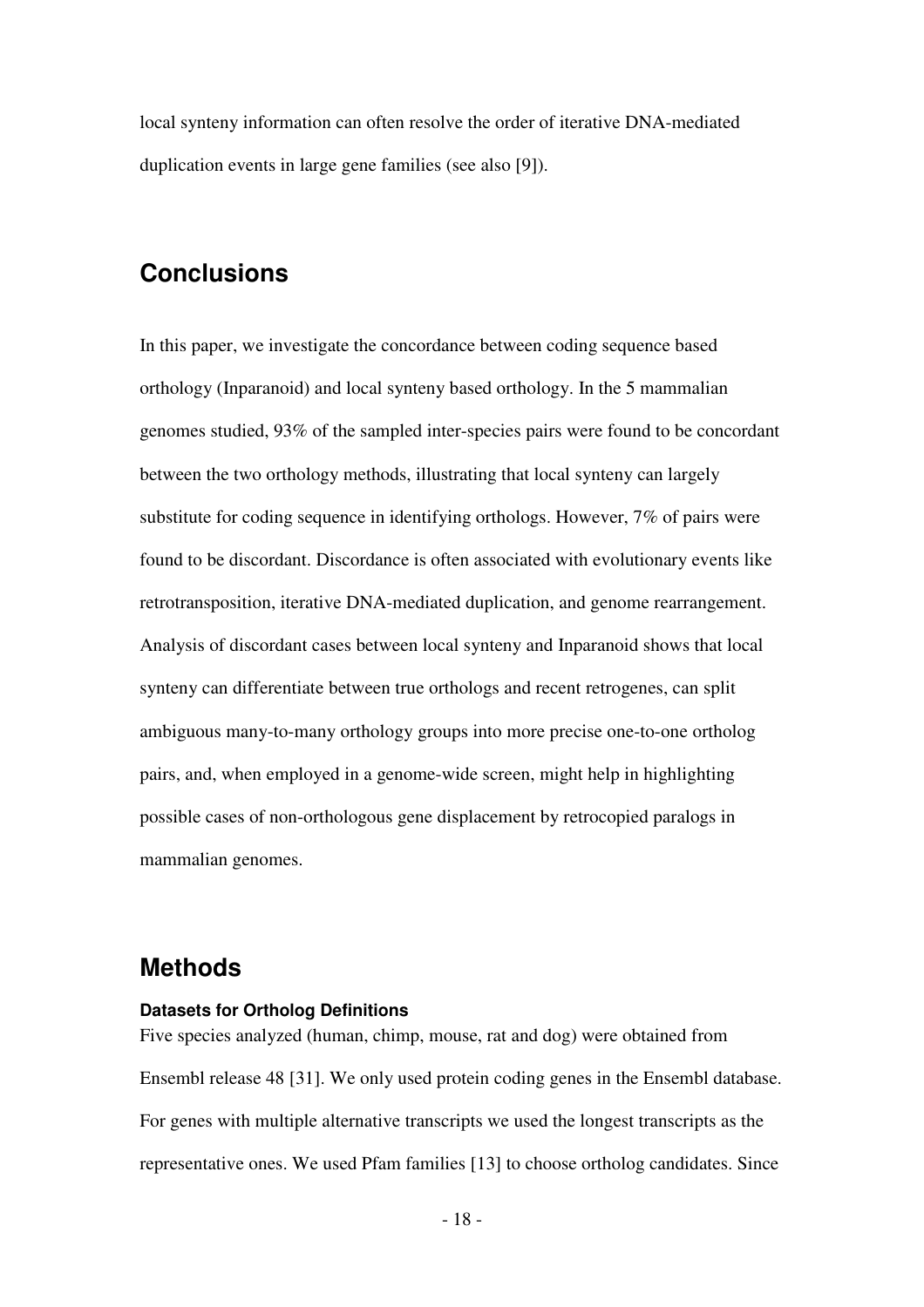local synteny information can often resolve the order of iterative DNA-mediated duplication events in large gene families (see also [9]).

## Conclusions

In this paper, we investigate the concordance between coding sequence based orthology (Inparanoid) and local synteny based orthology. In the 5 mammalian genomes studied, 93% of the sampled inter-species pairs were found to be concordant between the two orthology methods, illustrating that local synteny can largely substitute for coding sequence in identifying orthologs. However, 7% of pairs were found to be discordant. Discordance is often associated with evolutionary events like retrotransposition, iterative DNA-mediated duplication, and genome rearrangement. Analysis of discordant cases between local synteny and Inparanoid shows that local synteny can differentiate between true orthologs and recent retrogenes, can split ambiguous many-to-many orthology groups into more precise one-to-one ortholog pairs, and, when employed in a genome-wide screen, might help in highlighting possible cases of non-orthologous gene displacement by retrocopied paralogs in mammalian genomes.

## Methods

### Datasets for Ortholog Definitions

Five species analyzed (human, chimp, mouse, rat and dog) were obtained from Ensembl release 48 [31]. We only used protein coding genes in the Ensembl database. For genes with multiple alternative transcripts we used the longest transcripts as the representative ones. We used Pfam families [13] to choose ortholog candidates. Since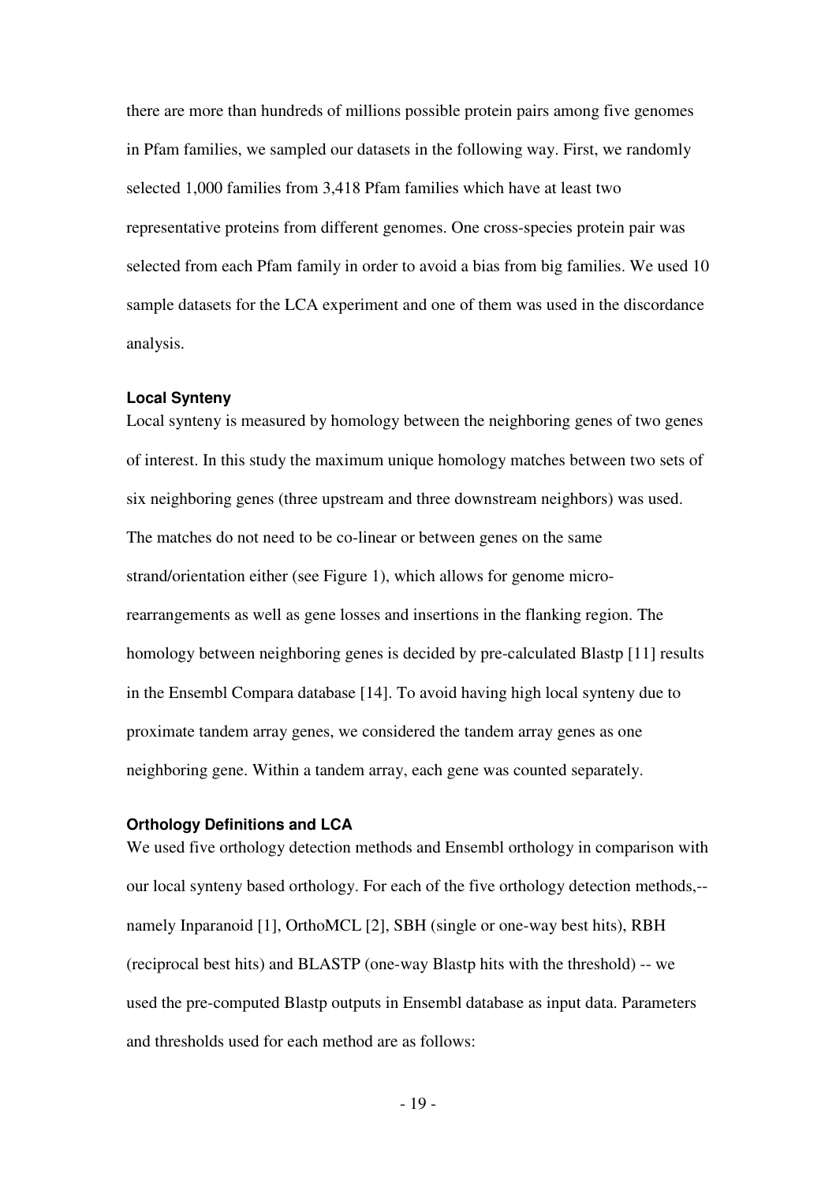there are more than hundreds of millions possible protein pairs among five genomes in Pfam families, we sampled our datasets in the following way. First, we randomly selected 1,000 families from 3,418 Pfam families which have at least two representative proteins from different genomes. One cross-species protein pair was selected from each Pfam family in order to avoid a bias from big families. We used 10 sample datasets for the LCA experiment and one of them was used in the discordance analysis.

### Local Synteny

Local synteny is measured by homology between the neighboring genes of two genes of interest. In this study the maximum unique homology matches between two sets of six neighboring genes (three upstream and three downstream neighbors) was used. The matches do not need to be co-linear or between genes on the same strand/orientation either (see Figure 1), which allows for genome micro-rearrangements as well as gene losses and insertions in the flanking region. The homology between neighboring genes is decided by pre-calculated Blastp [11] results in the Ensembl Compara database [14]. To avoid having high local synteny due to proximate tandem array genes, we considered the tandem array genes as one neighboring gene. Within a tandem array, each gene was counted separately.

### Orthology Definitions and LCA

We used five orthology detection methods and Ensembl orthology in comparison with our local synteny based orthology. For each of the five orthology detection methods,-- namely Inparanoid [1], OrthoMCL [2], SBH (single or one-way best hits), RBH (reciprocal best hits) and BLASTP (one-way Blastp hits with the threshold) -- we used the pre-computed Blastp outputs in Ensembl database as input data. Parameters and thresholds used for each method are as follows: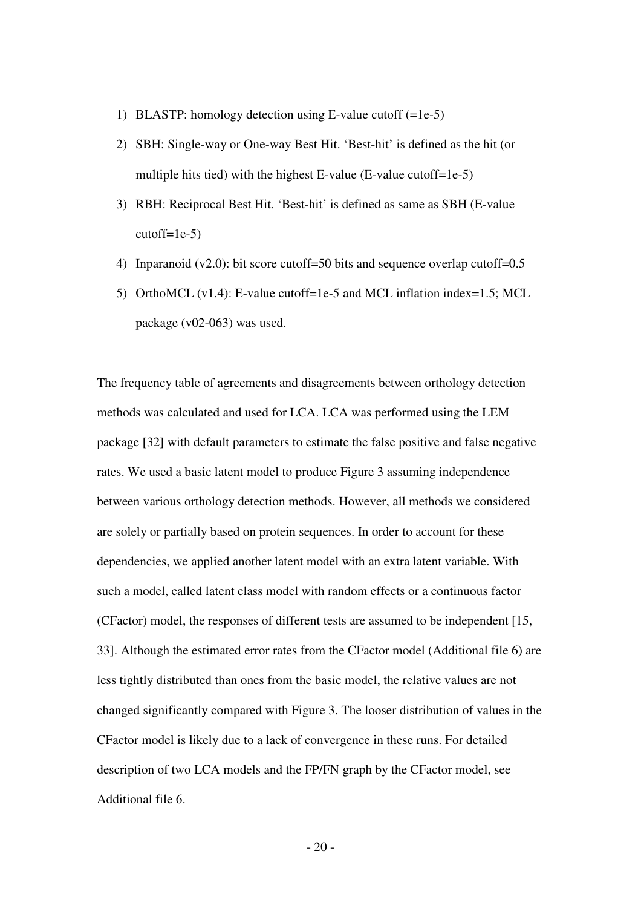1) BLASTP: homology detection using E-value cutoff (=1e-5)
2) SBH: Single-way or One-way Best Hit. 'Best-hit' is defined as the hit (or multiple hits tied) with the highest E-value (E-value cutoff=1e-5)
3) RBH: Reciprocal Best Hit. 'Best-hit' is defined as same as SBH (E-value cutoff=1e-5)
4) Inparanoid (v2.0): bit score cutoff=50 bits and sequence overlap cutoff=0.5
5) OrthoMCL (v1.4): E-value cutoff=1e-5 and MCL inflation index=1.5; MCL package (v02-063) was used.

The frequency table of agreements and disagreements between orthology detection methods was calculated and used for LCA. LCA was performed using the LEM package [32] with default parameters to estimate the false positive and false negative rates. We used a basic latent model to produce Figure 3 assuming independence between various orthology detection methods. However, all methods we considered are solely or partially based on protein sequences. In order to account for these dependencies, we applied another latent model with an extra latent variable. With such a model, called latent class model with random effects or a continuous factor (CFactor) model, the responses of different tests are assumed to be independent [15, 33]. Although the estimated error rates from the CFactor model (Additional file 6) are less tightly distributed than ones from the basic model, the relative values are not changed significantly compared with Figure 3. The looser distribution of values in the CFactor model is likely due to a lack of convergence in these runs. For detailed description of two LCA models and the FP/FN graph by the CFactor model, see Additional file 6.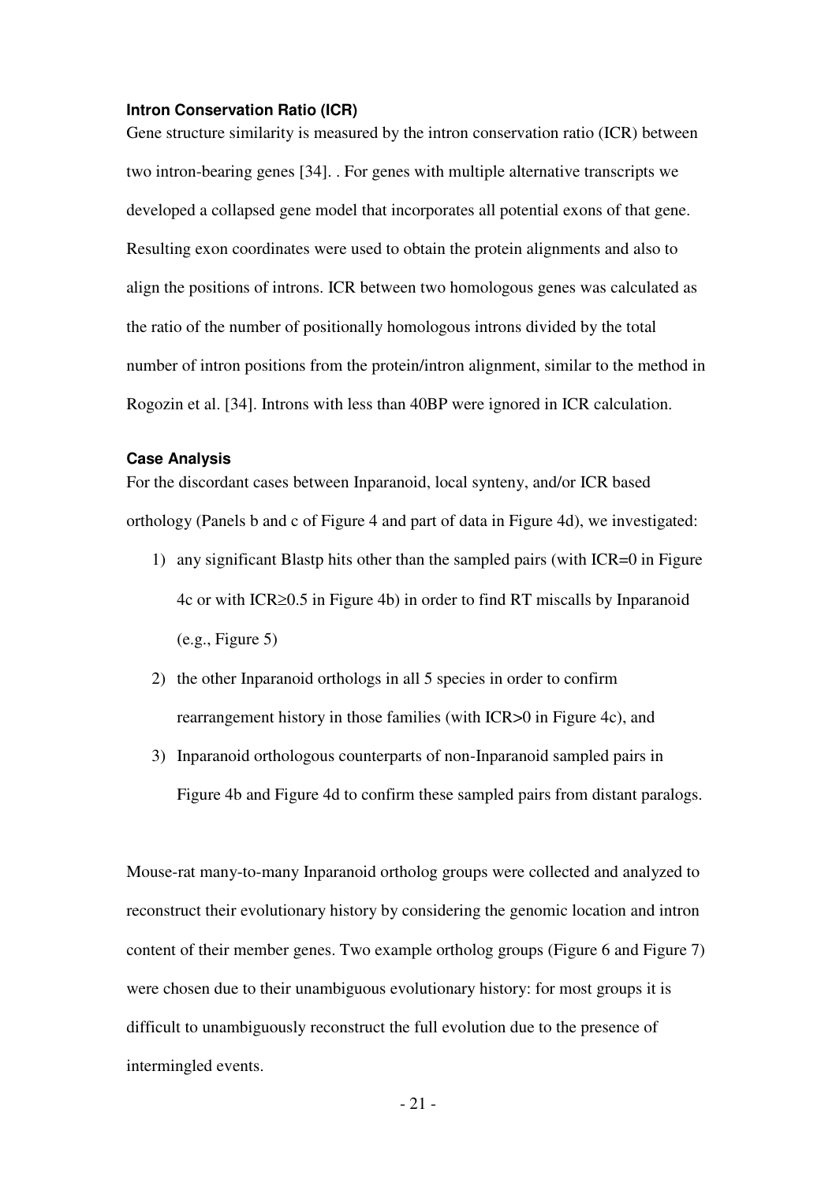### Intron Conservation Ratio (ICR)

Gene structure similarity is measured by the intron conservation ratio (ICR) between two intron-bearing genes [34]. . For genes with multiple alternative transcripts we developed a collapsed gene model that incorporates all potential exons of that gene. Resulting exon coordinates were used to obtain the protein alignments and also to align the positions of introns. ICR between two homologous genes was calculated as the ratio of the number of positionally homologous introns divided by the total number of intron positions from the protein/intron alignment, similar to the method in Rogozin et al. [34]. Introns with less than 40BP were ignored in ICR calculation.

### Case Analysis

For the discordant cases between Inparanoid, local synteny, and/or ICR based orthology (Panels b and c of Figure 4 and part of data in Figure 4d), we investigated:

1) any significant Blastp hits other than the sampled pairs (with ICR=0 in Figure 4c or with ICR≥0.5 in Figure 4b) in order to find RT miscalls by Inparanoid (e.g., Figure 5)
2) the other Inparanoid orthologs in all 5 species in order to confirm rearrangement history in those families (with ICR>0 in Figure 4c), and
3) Inparanoid orthologous counterparts of non-Inparanoid sampled pairs in Figure 4b and Figure 4d to confirm these sampled pairs from distant paralogs.

Mouse-rat many-to-many Inparanoid ortholog groups were collected and analyzed to reconstruct their evolutionary history by considering the genomic location and intron content of their member genes. Two example ortholog groups (Figure 6 and Figure 7) were chosen due to their unambiguous evolutionary history: for most groups it is difficult to unambiguously reconstruct the full evolution due to the presence of intermingled events.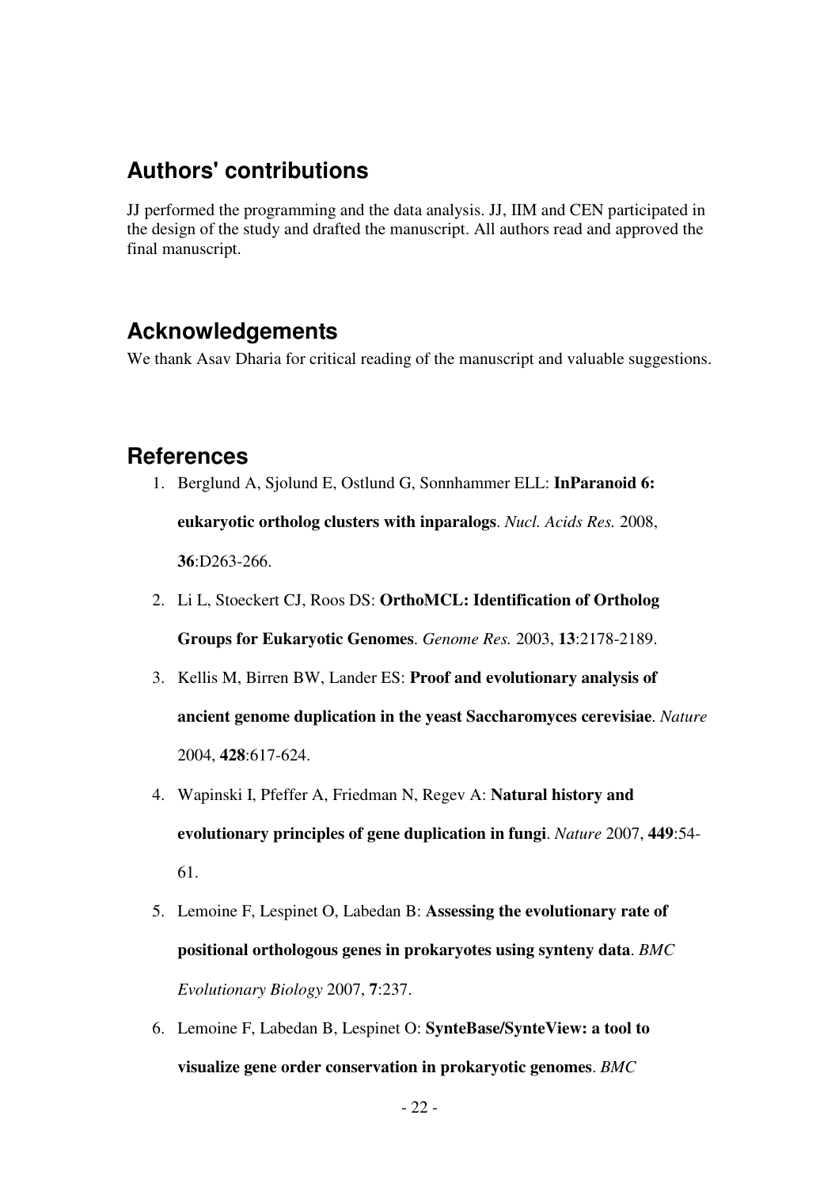## Authors' contributions

JJ performed the programming and the data analysis. JJ, IIM and CEN participated in the design of the study and drafted the manuscript. All authors read and approved the final manuscript.

## Acknowledgements

We thank Asav Dharia for critical reading of the manuscript and valuable suggestions.

## References

1. Berglund A, Sjolund E, Ostlund G, Sonnhammer ELL: **InParanoid 6: eukaryotic ortholog clusters with inparalogs**. *Nucl. Acids Res.* 2008, **36**:D263-266.
2. Li L, Stoeckert CJ, Roos DS: **OrthoMCL: Identification of Ortholog Groups for Eukaryotic Genomes**. *Genome Res.* 2003, **13**:2178-2189.
3. Kellis M, Birren BW, Lander ES: **Proof and evolutionary analysis of ancient genome duplication in the yeast Saccharomyces cerevisiae**. *Nature* 2004, **428**:617-624.
4. Wapinski I, Pfeffer A, Friedman N, Regev A: **Natural history and evolutionary principles of gene duplication in fungi**. *Nature* 2007, **449**:54-61.
5. Lemoine F, Lespinet O, Labedan B: **Assessing the evolutionary rate of positional orthologous genes in prokaryotes using synteny data**. *BMC Evolutionary Biology* 2007, **7**:237.
6. Lemoine F, Labedan B, Lespinet O: **SynteBase/SynteView: a tool to visualize gene order conservation in prokaryotic genomes**. *BMC*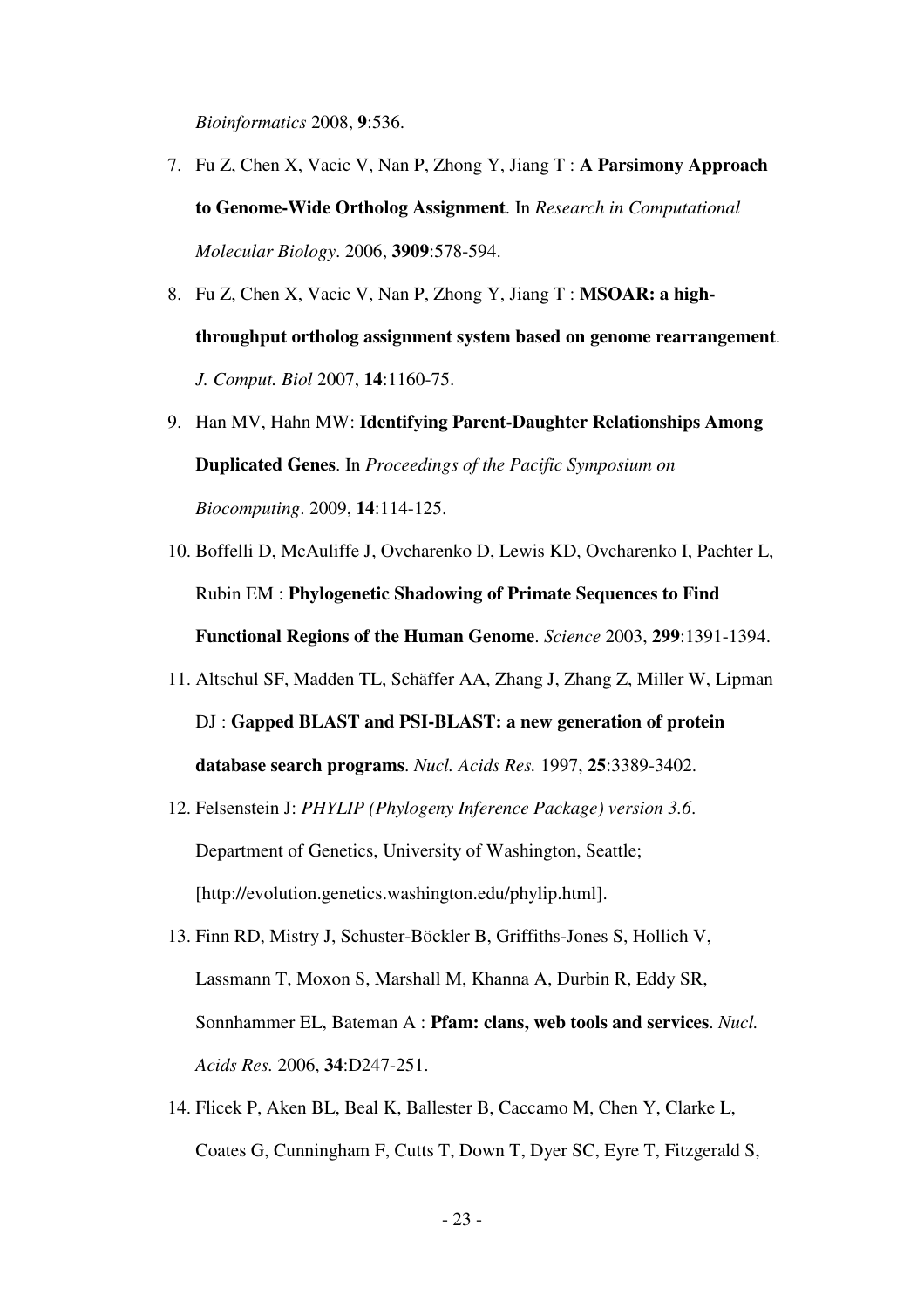*Bioinformatics* 2008, **9**:536.

7. Fu Z, Chen X, Vacic V, Nan P, Zhong Y, Jiang T : **A Parsimony Approach to Genome-Wide Ortholog Assignment**. In *Research in Computational Molecular Biology*. 2006, **3909**:578-594.
8. Fu Z, Chen X, Vacic V, Nan P, Zhong Y, Jiang T : **MSOAR: a high-throughput ortholog assignment system based on genome rearrangement**. *J. Comput. Biol* 2007, **14**:1160-75.
9. Han MV, Hahn MW: **Identifying Parent-Daughter Relationships Among Duplicated Genes**. In *Proceedings of the Pacific Symposium on Biocomputing*. 2009, **14**:114-125.
10. Boffelli D, McAuliffe J, Ovcharenko D, Lewis KD, Ovcharenko I, Pachter L, Rubin EM : **Phylogenetic Shadowing of Primate Sequences to Find Functional Regions of the Human Genome**. *Science* 2003, **299**:1391-1394.
11. Altschul SF, Madden TL, Schäffer AA, Zhang J, Zhang Z, Miller W, Lipman DJ : **Gapped BLAST and PSI-BLAST: a new generation of protein database search programs**. *Nucl. Acids Res.* 1997, **25**:3389-3402.
12. Felsenstein J: *PHYLIP (Phylogeny Inference Package) version 3.6*. Department of Genetics, University of Washington, Seattle; [http://evolution.genetics.washington.edu/phylip.html].
13. Finn RD, Mistry J, Schuster-Böckler B, Griffiths-Jones S, Hollich V, Lassmann T, Moxon S, Marshall M, Khanna A, Durbin R, Eddy SR, Sonnhammer EL, Bateman A : **Pfam: clans, web tools and services**. *Nucl. Acids Res.* 2006, **34**:D247-251.
14. Flicek P, Aken BL, Beal K, Ballester B, Caccamo M, Chen Y, Clarke L, Coates G, Cunningham F, Cutts T, Down T, Dyer SC, Eyre T, Fitzgerald S,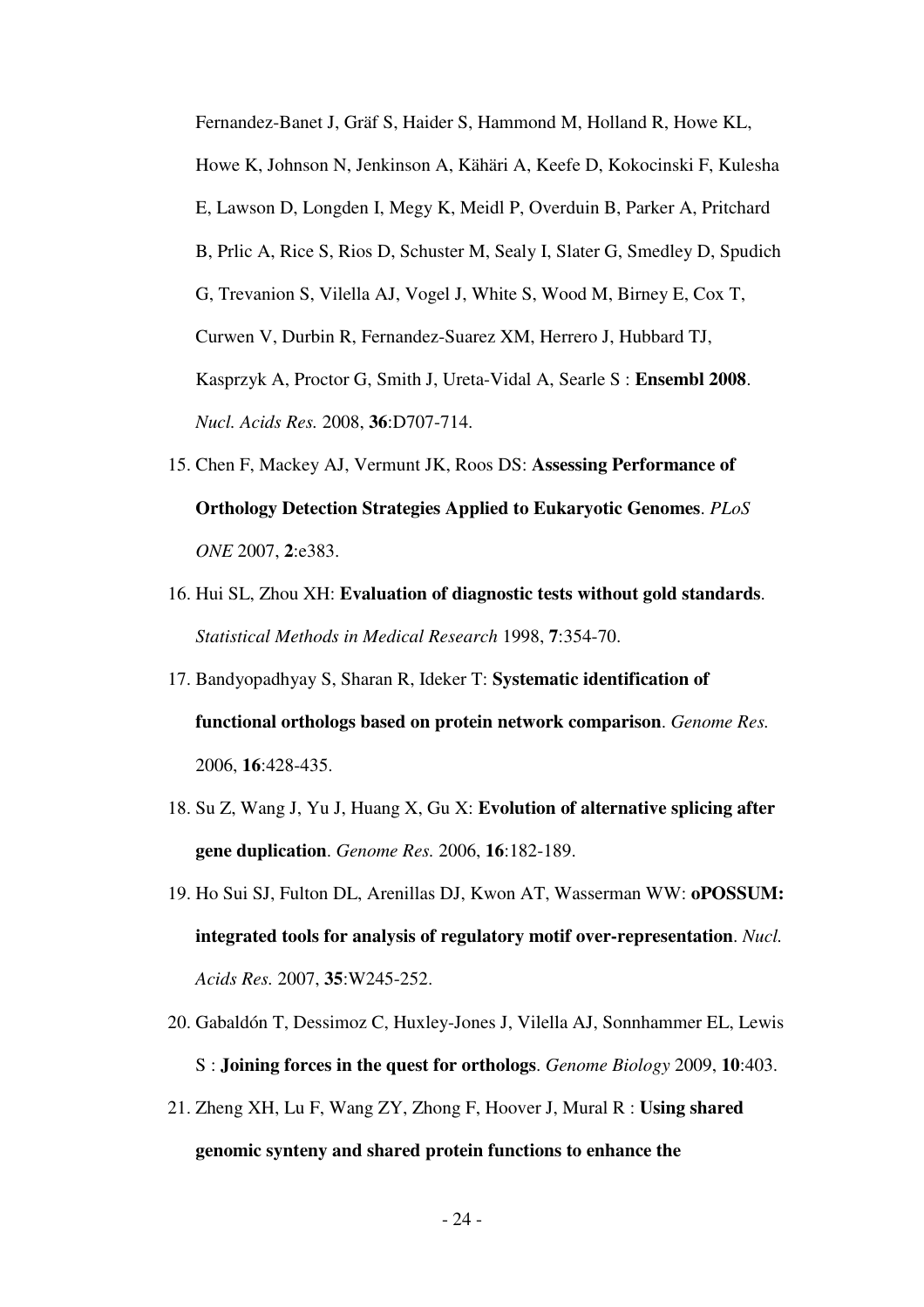Fernandez-Banet J, Gräf S, Haider S, Hammond M, Holland R, Howe KL, Howe K, Johnson N, Jenkinson A, Kähäri A, Keefe D, Kokocinski F, Kulesha E, Lawson D, Longden I, Megy K, Meidl P, Overduin B, Parker A, Pritchard B, Prlic A, Rice S, Rios D, Schuster M, Sealy I, Slater G, Smedley D, Spudich G, Trevanion S, Vilella AJ, Vogel J, White S, Wood M, Birney E, Cox T, Curwen V, Durbin R, Fernandez-Suarez XM, Herrero J, Hubbard TJ, Kasprzyk A, Proctor G, Smith J, Ureta-Vidal A, Searle S : **Ensembl 2008**. *Nucl. Acids Res.* 2008, **36**:D707-714.

15. Chen F, Mackey AJ, Vermunt JK, Roos DS: **Assessing Performance of Orthology Detection Strategies Applied to Eukaryotic Genomes**. *PLoS ONE* 2007, **2**:e383.
16. Hui SL, Zhou XH: **Evaluation of diagnostic tests without gold standards**. *Statistical Methods in Medical Research* 1998, **7**:354-70.
17. Bandyopadhyay S, Sharan R, Ideker T: **Systematic identification of functional orthologs based on protein network comparison**. *Genome Res.* 2006, **16**:428-435.
18. Su Z, Wang J, Yu J, Huang X, Gu X: **Evolution of alternative splicing after gene duplication**. *Genome Res.* 2006, **16**:182-189.
19. Ho Sui SJ, Fulton DL, Arenillas DJ, Kwon AT, Wasserman WW: **oPOSSUM: integrated tools for analysis of regulatory motif over-representation**. *Nucl. Acids Res.* 2007, **35**:W245-252.
20. Gabaldón T, Dessimoz C, Huxley-Jones J, Vilella AJ, Sonnhammer EL, Lewis S : **Joining forces in the quest for orthologs**. *Genome Biology* 2009, **10**:403.
21. Zheng XH, Lu F, Wang ZY, Zhong F, Hoover J, Mural R : **Using shared genomic synteny and shared protein functions to enhance the**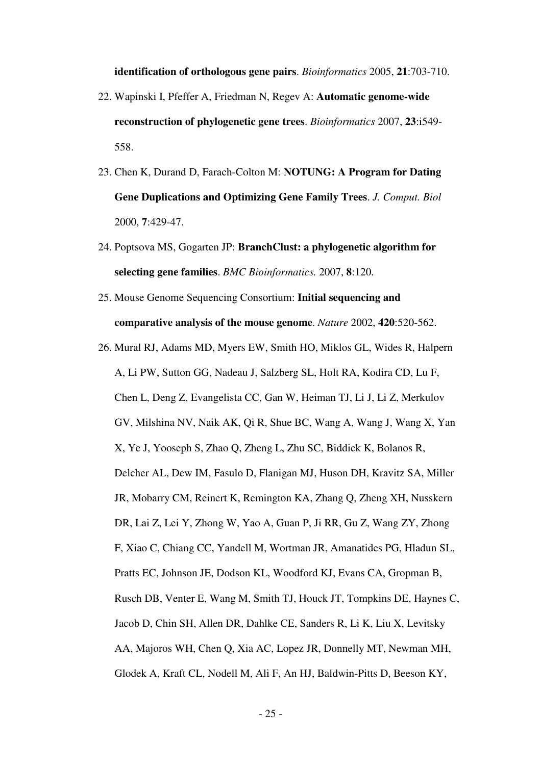**identification of orthologous gene pairs**. *Bioinformatics* 2005, **21**:703-710.

22. Wapinski I, Pfeffer A, Friedman N, Regev A: **Automatic genome-wide reconstruction of phylogenetic gene trees**. *Bioinformatics* 2007, **23**:i549-558.
23. Chen K, Durand D, Farach-Colton M: **NOTUNG: A Program for Dating Gene Duplications and Optimizing Gene Family Trees**. *J. Comput. Biol* 2000, **7**:429-47.
24. Poptsova MS, Gogarten JP: **BranchClust: a phylogenetic algorithm for selecting gene families**. *BMC Bioinformatics.* 2007, **8**:120.
25. Mouse Genome Sequencing Consortium: **Initial sequencing and comparative analysis of the mouse genome**. *Nature* 2002, **420**:520-562.
26. Mural RJ, Adams MD, Myers EW, Smith HO, Miklos GL, Wides R, Halpern A, Li PW, Sutton GG, Nadeau J, Salzberg SL, Holt RA, Kodira CD, Lu F, Chen L, Deng Z, Evangelista CC, Gan W, Heiman TJ, Li J, Li Z, Merkulov GV, Milshina NV, Naik AK, Qi R, Shue BC, Wang A, Wang J, Wang X, Yan X, Ye J, Yooseph S, Zhao Q, Zheng L, Zhu SC, Biddick K, Bolanos R, Delcher AL, Dew IM, Fasulo D, Flanigan MJ, Huson DH, Kravitz SA, Miller JR, Mobarry CM, Reinert K, Remington KA, Zhang Q, Zheng XH, Nusskern DR, Lai Z, Lei Y, Zhong W, Yao A, Guan P, Ji RR, Gu Z, Wang ZY, Zhong F, Xiao C, Chiang CC, Yandell M, Wortman JR, Amanatides PG, Hladun SL, Pratts EC, Johnson JE, Dodson KL, Woodford KJ, Evans CA, Gropman B, Rusch DB, Venter E, Wang M, Smith TJ, Houck JT, Tompkins DE, Haynes C, Jacob D, Chin SH, Allen DR, Dahlke CE, Sanders R, Li K, Liu X, Levitsky AA, Majoros WH, Chen Q, Xia AC, Lopez JR, Donnelly MT, Newman MH, Glodek A, Kraft CL, Nodell M, Ali F, An HJ, Baldwin-Pitts D, Beeson KY,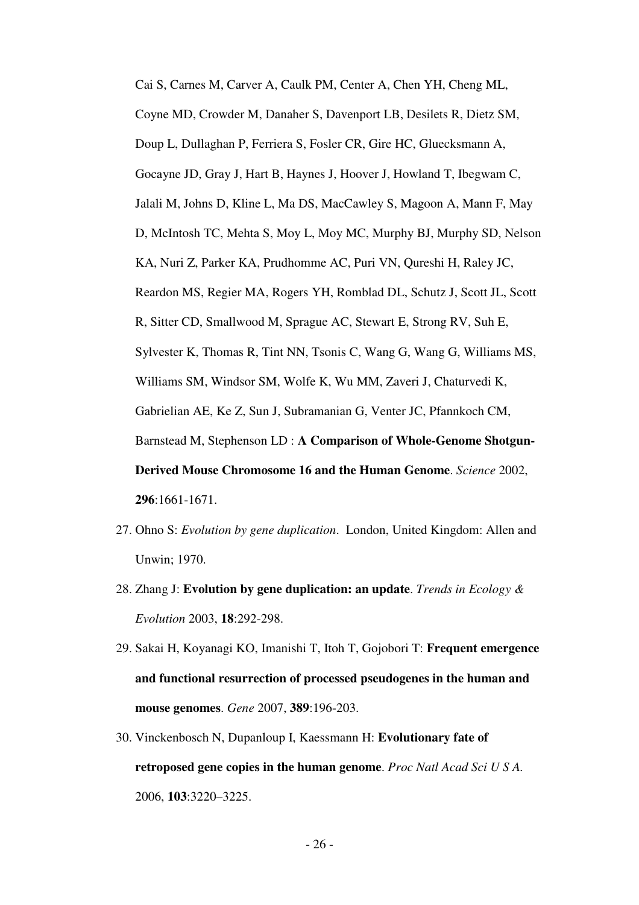Cai S, Carnes M, Carver A, Caulk PM, Center A, Chen YH, Cheng ML, Coyne MD, Crowder M, Danaher S, Davenport LB, Desilets R, Dietz SM, Doup L, Dullaghan P, Ferriera S, Fosler CR, Gire HC, Gluecksmann A, Gocayne JD, Gray J, Hart B, Haynes J, Hoover J, Howland T, Ibegwam C, Jalali M, Johns D, Kline L, Ma DS, MacCawley S, Magoon A, Mann F, May D, McIntosh TC, Mehta S, Moy L, Moy MC, Murphy BJ, Murphy SD, Nelson KA, Nuri Z, Parker KA, Prudhomme AC, Puri VN, Qureshi H, Raley JC, Reardon MS, Regier MA, Rogers YH, Romblad DL, Schutz J, Scott JL, Scott R, Sitter CD, Smallwood M, Sprague AC, Stewart E, Strong RV, Suh E, Sylvester K, Thomas R, Tint NN, Tsonis C, Wang G, Wang G, Williams MS, Williams SM, Windsor SM, Wolfe K, Wu MM, Zaveri J, Chaturvedi K, Gabrielian AE, Ke Z, Sun J, Subramanian G, Venter JC, Pfannkoch CM, Barnstead M, Stephenson LD : **A Comparison of Whole-Genome Shotgun-Derived Mouse Chromosome 16 and the Human Genome**. *Science* 2002, **296**:1661-1671.

27. Ohno S: *Evolution by gene duplication*. London, United Kingdom: Allen and Unwin; 1970.
28. Zhang J: **Evolution by gene duplication: an update**. *Trends in Ecology & Evolution* 2003, **18**:292-298.
29. Sakai H, Koyanagi KO, Imanishi T, Itoh T, Gojobori T: **Frequent emergence and functional resurrection of processed pseudogenes in the human and mouse genomes**. *Gene* 2007, **389**:196-203.
30. Vinckenbosch N, Dupanloup I, Kaessmann H: **Evolutionary fate of retroposed gene copies in the human genome**. *Proc Natl Acad Sci U S A.* 2006, **103**:3220–3225.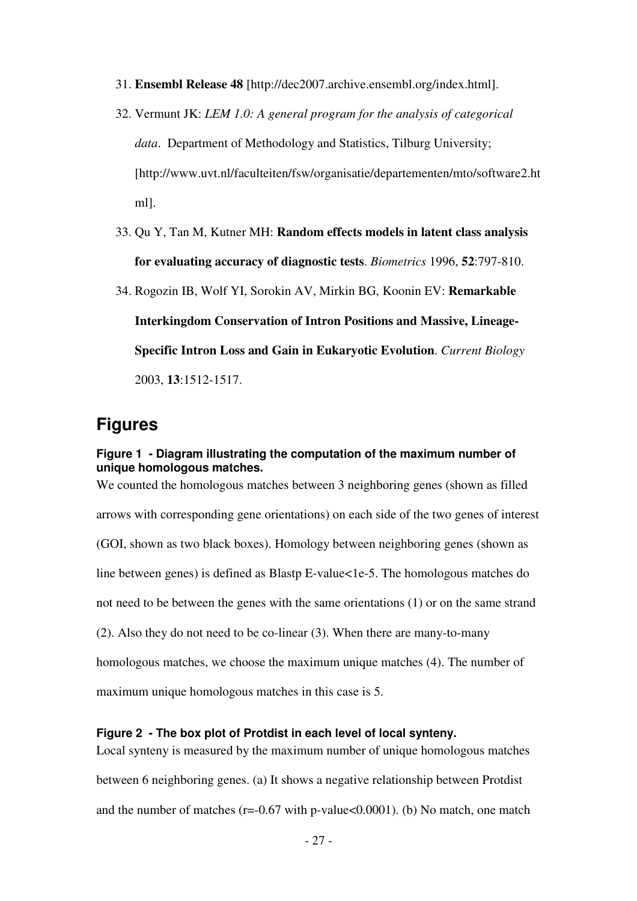31. **Ensembl Release 48** [http://dec2007.archive.ensembl.org/index.html].

32. Vermunt JK: *LEM 1.0: A general program for the analysis of categorical data*. Department of Methodology and Statistics, Tilburg University; [http://www.uvt.nl/faculteiten/fsw/organisatie/departementen/mto/software2.html].

33. Qu Y, Tan M, Kutner MH: **Random effects models in latent class analysis for evaluating accuracy of diagnostic tests**. *Biometrics* 1996, **52**:797-810.

34. Rogozin IB, Wolf YI, Sorokin AV, Mirkin BG, Koonin EV: **Remarkable Interkingdom Conservation of Intron Positions and Massive, Lineage-Specific Intron Loss and Gain in Eukaryotic Evolution**. *Current Biology* 2003, **13**:1512-1517.

## Figures

### Figure 1 - Diagram illustrating the computation of the maximum number of unique homologous matches.

We counted the homologous matches between 3 neighboring genes (shown as filled arrows with corresponding gene orientations) on each side of the two genes of interest (GOI, shown as two black boxes). Homology between neighboring genes (shown as line between genes) is defined as Blastp E-value<1e-5. The homologous matches do not need to be between the genes with the same orientations (1) or on the same strand (2). Also they do not need to be co-linear (3). When there are many-to-many homologous matches, we choose the maximum unique matches (4). The number of maximum unique homologous matches in this case is 5.

### Figure 2 - The box plot of Protdist in each level of local synteny.

Local synteny is measured by the maximum number of unique homologous matches between 6 neighboring genes. (a) It shows a negative relationship between Protdist and the number of matches ($r=-0.67$ with p-value$<0.0001$). (b) No match, one match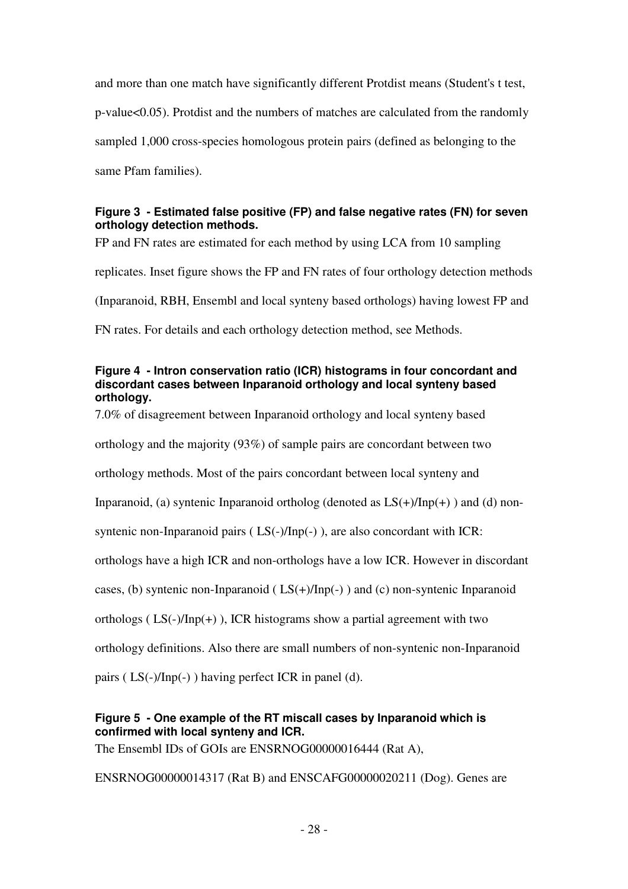and more than one match have significantly different Protdist means (Student's t test, p-value<0.05). Protdist and the numbers of matches are calculated from the randomly sampled 1,000 cross-species homologous protein pairs (defined as belonging to the same Pfam families).

**Figure 3 - Estimated false positive (FP) and false negative rates (FN) for seven orthology detection methods.**

FP and FN rates are estimated for each method by using LCA from 10 sampling replicates. Inset figure shows the FP and FN rates of four orthology detection methods (Inparanoid, RBH, Ensembl and local synteny based orthologs) having lowest FP and FN rates. For details and each orthology detection method, see Methods.

**Figure 4 - Intron conservation ratio (ICR) histograms in four concordant and discordant cases between Inparanoid orthology and local synteny based orthology.**

7.0% of disagreement between Inparanoid orthology and local synteny based orthology and the majority (93%) of sample pairs are concordant between two orthology methods. Most of the pairs concordant between local synteny and Inparanoid, (a) syntenic Inparanoid ortholog (denoted as LS(+)/Inp(+) ) and (d) non-syntenic non-Inparanoid pairs ( LS(-)/Inp(-) ), are also concordant with ICR: orthologs have a high ICR and non-orthologs have a low ICR. However in discordant cases, (b) syntenic non-Inparanoid ( LS(+)/Inp(-) ) and (c) non-syntenic Inparanoid orthologs ( LS(-)/Inp(+) ), ICR histograms show a partial agreement with two orthology definitions. Also there are small numbers of non-syntenic non-Inparanoid pairs ( LS(-)/Inp(-) ) having perfect ICR in panel (d).

**Figure 5 - One example of the RT miscall cases by Inparanoid which is confirmed with local synteny and ICR.**

The Ensembl IDs of GOIs are ENSRNOG00000016444 (Rat A), ENSRNOG00000014317 (Rat B) and ENSCAFG00000020211 (Dog). Genes are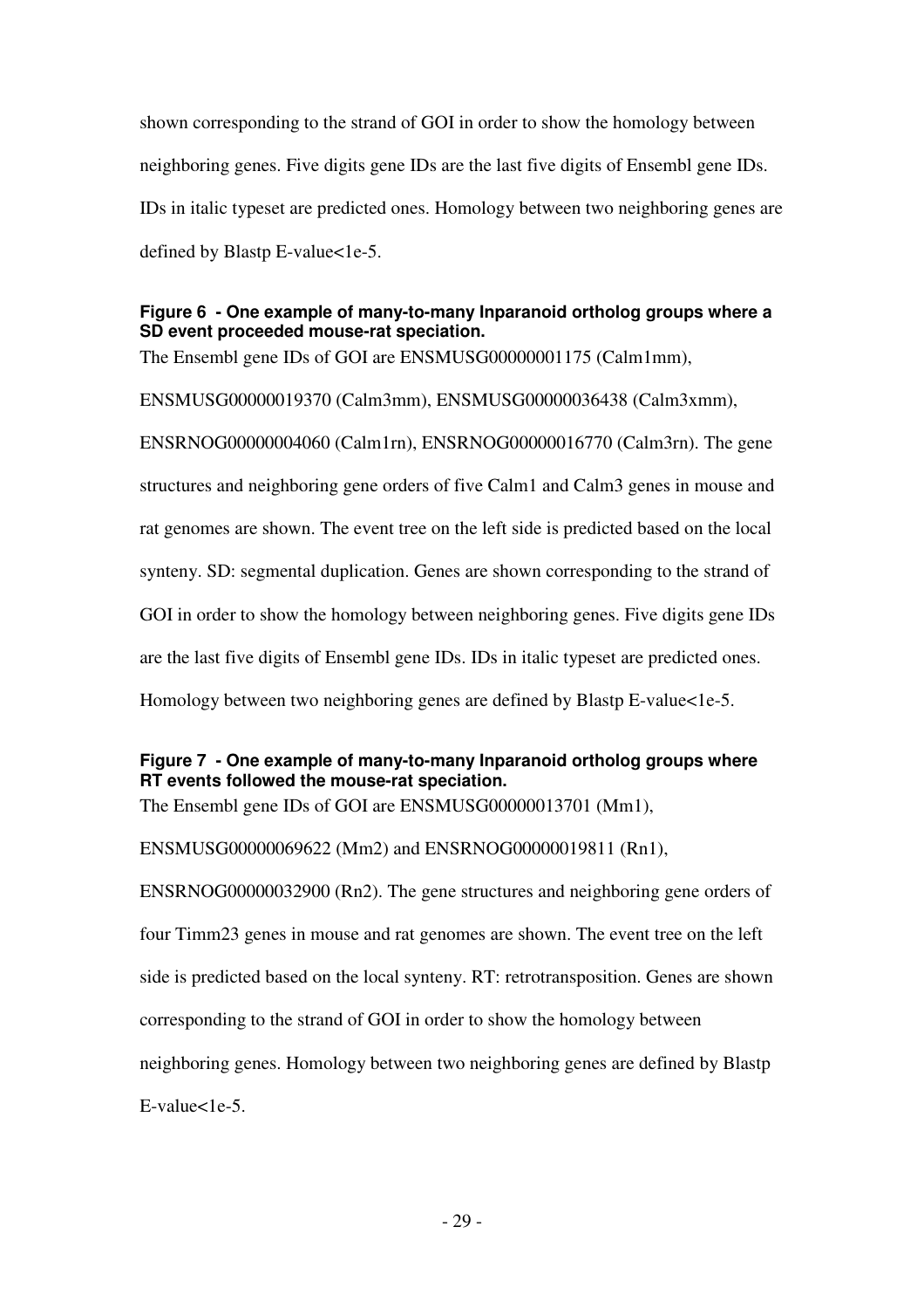shown corresponding to the strand of GOI in order to show the homology between neighboring genes. Five digits gene IDs are the last five digits of Ensembl gene IDs. IDs in italic typeset are predicted ones. Homology between two neighboring genes are defined by Blastp E-value<1e-5.

**Figure 6 - One example of many-to-many Inparanoid ortholog groups where a SD event proceeded mouse-rat speciation.**

The Ensembl gene IDs of GOI are ENSMUSG00000001175 (Calm1mm), ENSMUSG00000019370 (Calm3mm), ENSMUSG00000036438 (Calm3xmm), ENSRNOG00000004060 (Calm1rn), ENSRNOG00000016770 (Calm3rn). The gene structures and neighboring gene orders of five Calm1 and Calm3 genes in mouse and rat genomes are shown. The event tree on the left side is predicted based on the local synteny. SD: segmental duplication. Genes are shown corresponding to the strand of GOI in order to show the homology between neighboring genes. Five digits gene IDs are the last five digits of Ensembl gene IDs. IDs in italic typeset are predicted ones. Homology between two neighboring genes are defined by Blastp E-value<1e-5.

**Figure 7 - One example of many-to-many Inparanoid ortholog groups where RT events followed the mouse-rat speciation.**

The Ensembl gene IDs of GOI are ENSMUSG00000013701 (Mm1), ENSMUSG00000069622 (Mm2) and ENSRNOG00000019811 (Rn1), ENSRNOG00000032900 (Rn2). The gene structures and neighboring gene orders of four Timm23 genes in mouse and rat genomes are shown. The event tree on the left side is predicted based on the local synteny. RT: retrotransposition. Genes are shown corresponding to the strand of GOI in order to show the homology between neighboring genes. Homology between two neighboring genes are defined by Blastp E-value<1e-5.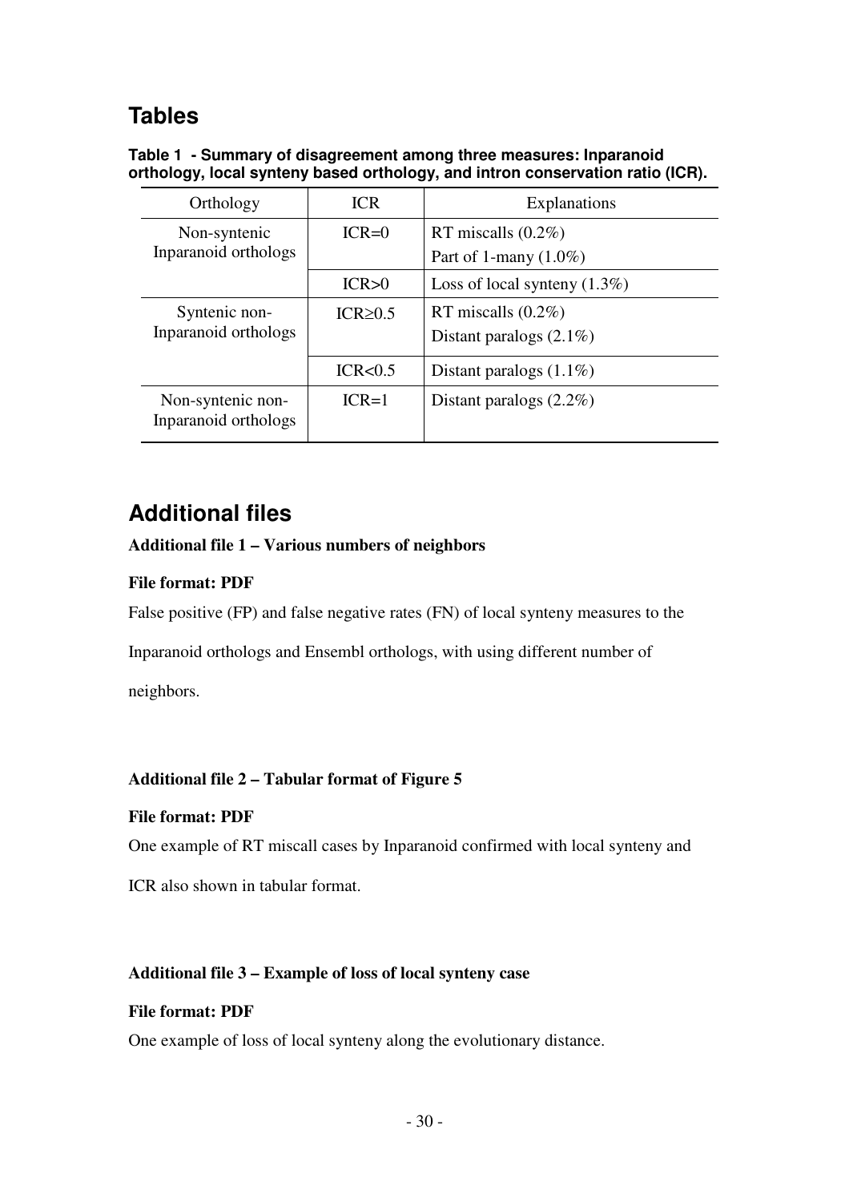## Tables

**Table 1 - Summary of disagreement among three measures: Inparanoid orthology, local synteny based orthology, and intron conservation ratio (ICR).**

| Orthology | ICR | Explanations |
|---|---|---|
| Non-syntenic Inparanoid orthologs | ICR=0 | RT miscalls (0.2%)<br>Part of 1-many (1.0%) |
| | ICR>0 | Loss of local synteny (1.3%) |
| Syntenic non-Inparanoid orthologs | ICR≥0.5 | RT miscalls (0.2%)<br>Distant paralogs (2.1%) |
| | ICR<0.5 | Distant paralogs (1.1%) |
| Non-syntenic non-Inparanoid orthologs | ICR=1 | Distant paralogs (2.2%) |

## Additional files

**Additional file 1 – Various numbers of neighbors**

**File format: PDF**

False positive (FP) and false negative rates (FN) of local synteny measures to the Inparanoid orthologs and Ensembl orthologs, with using different number of neighbors.

**Additional file 2 – Tabular format of Figure 5**

**File format: PDF**

One example of RT miscall cases by Inparanoid confirmed with local synteny and ICR also shown in tabular format.

**Additional file 3 – Example of loss of local synteny case**

**File format: PDF**

One example of loss of local synteny along the evolutionary distance.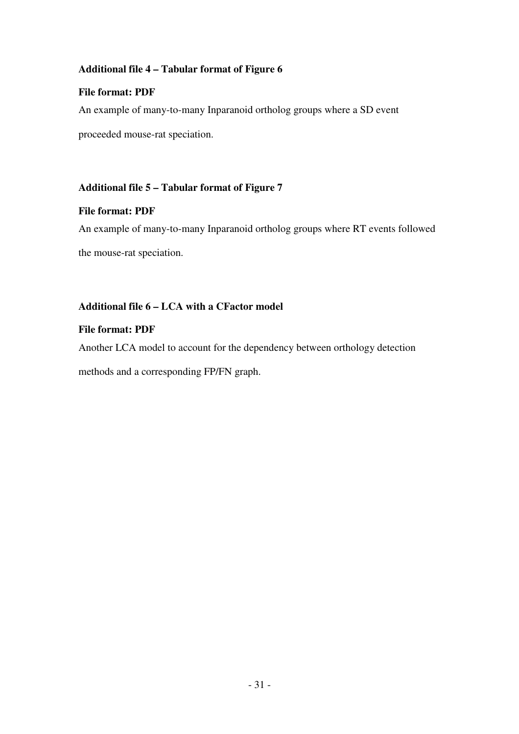### Additional file 4 – Tabular format of Figure 6

**File format: PDF**

An example of many-to-many Inparanoid ortholog groups where a SD event proceeded mouse-rat speciation.

### Additional file 5 – Tabular format of Figure 7

**File format: PDF**

An example of many-to-many Inparanoid ortholog groups where RT events followed the mouse-rat speciation.

### Additional file 6 – LCA with a CFactor model

**File format: PDF**

Another LCA model to account for the dependency between orthology detection methods and a corresponding FP/FN graph.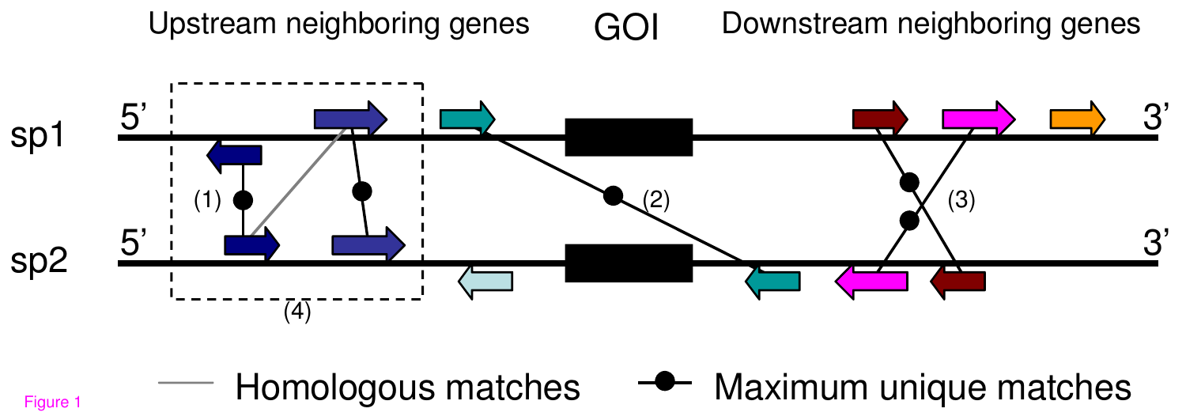Upstream neighboring genes GOI Downstream neighboring genes

sp1 5' 3'

sp2 5' 3'

(1) (2) (3) (4)

Homologous matches Maximum unique matches

Figure 1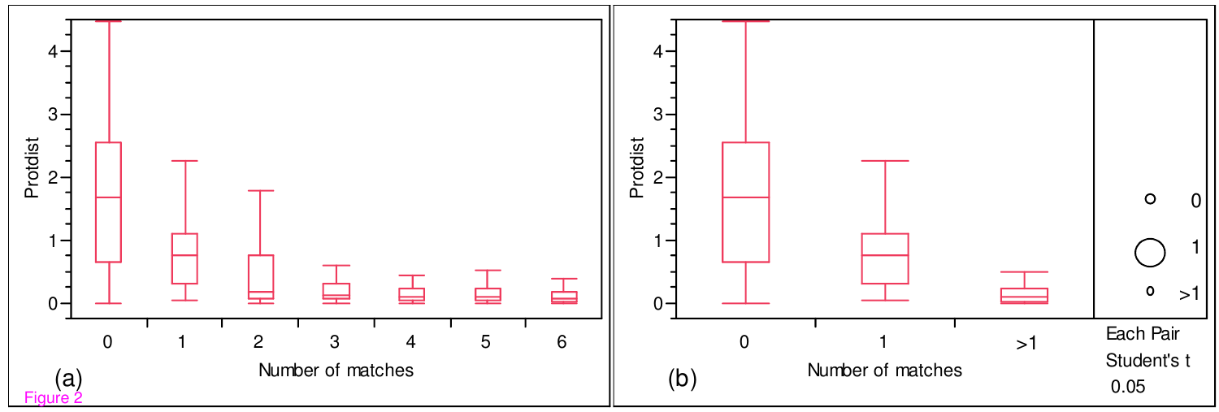Figure 2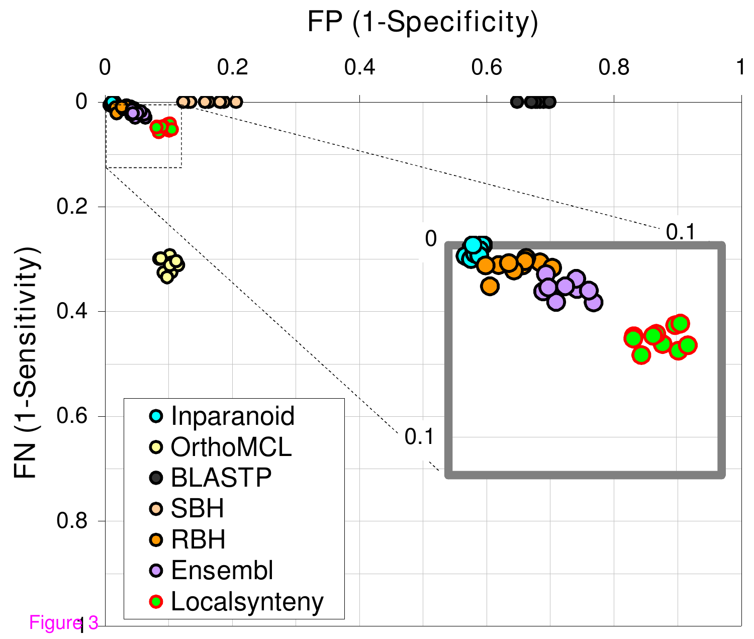Figure 3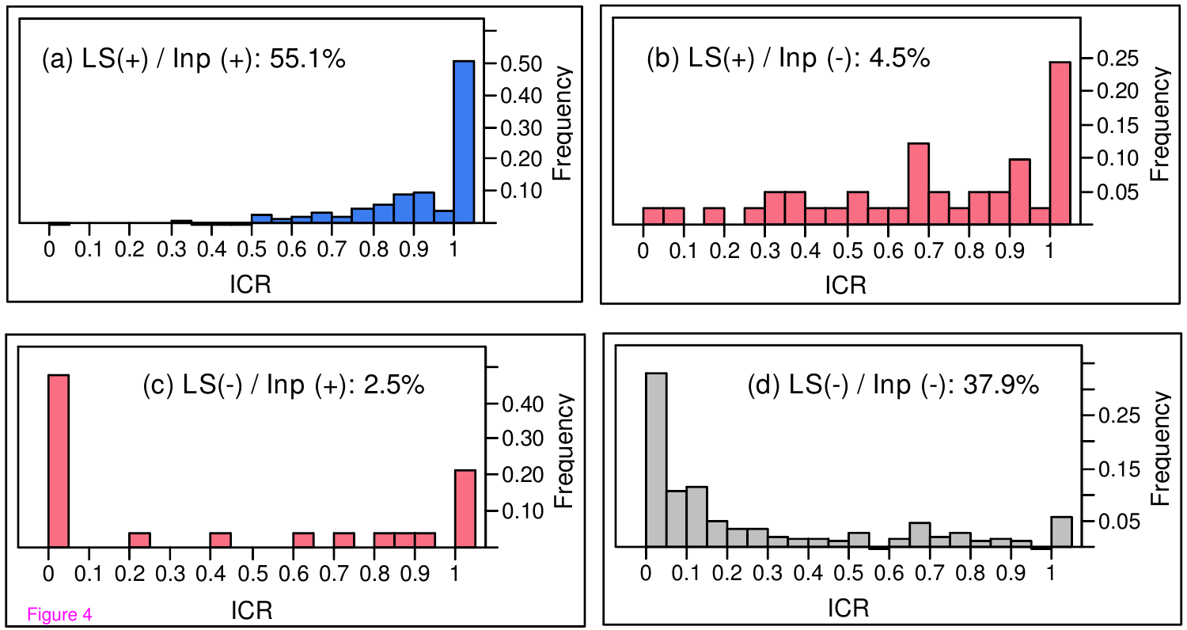(a) LS(+) / Inp (+): 55.1%

(b) LS(+) / Inp (-): 4.5%

(c) LS(-) / Inp (+): 2.5%

(d) LS(-) / Inp (-): 37.9%

Figure 4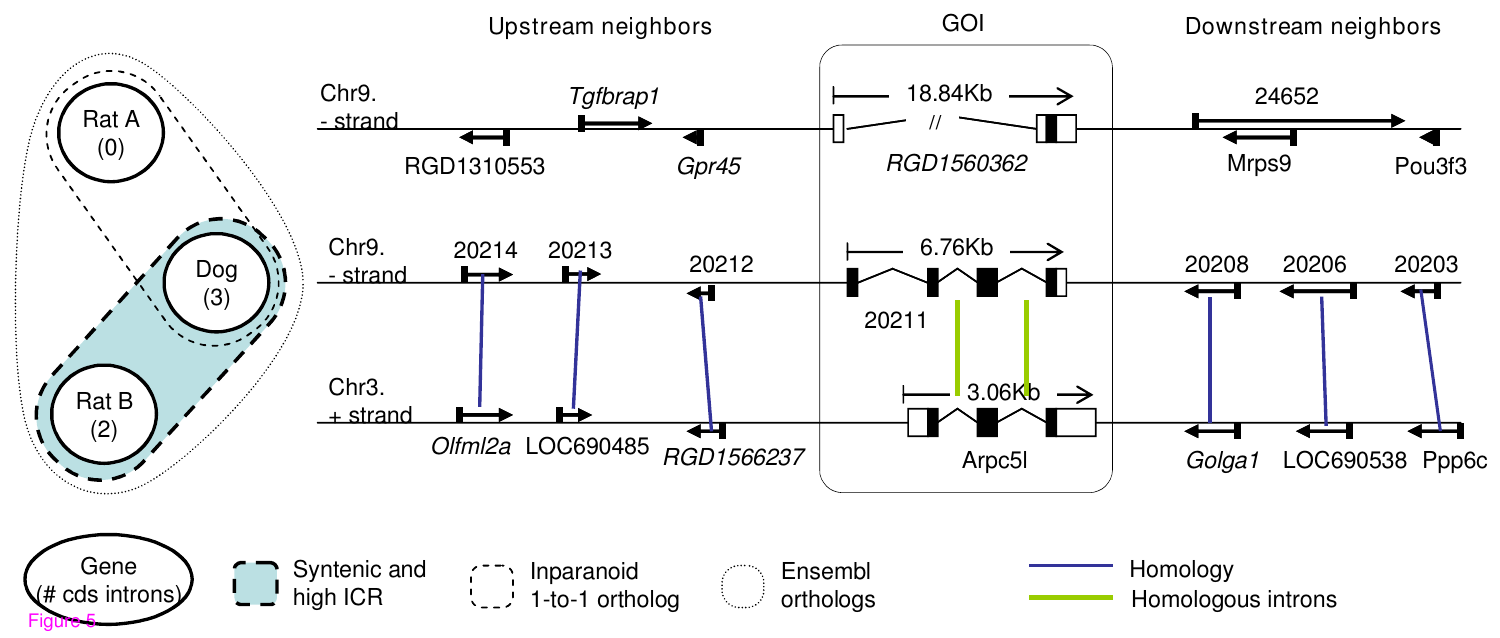Upstream neighbors GOI Downstream neighbors

Rat A (0)

Dog (3)

Rat B (2)

Chr9. - strand RGD1310553 *Tgfbrap1* *Gpr45* 18.84Kb *RGD1560362* 24652 Mrps9 Pou3f3

Chr9. - strand 20214 20213 20212 6.76Kb 20211 20208 20206 20203

Chr3. + strand *Olfml2a* LOC690485 *RGD1566237* 3.06Kb Arpc5l *Golga1* LOC690538 Ppp6c

Gene (# cds introns)

Syntenic and high ICR

Inparanoid 1-to-1 ortholog

Ensembl orthologs

Homology

Homologous introns

Figure 5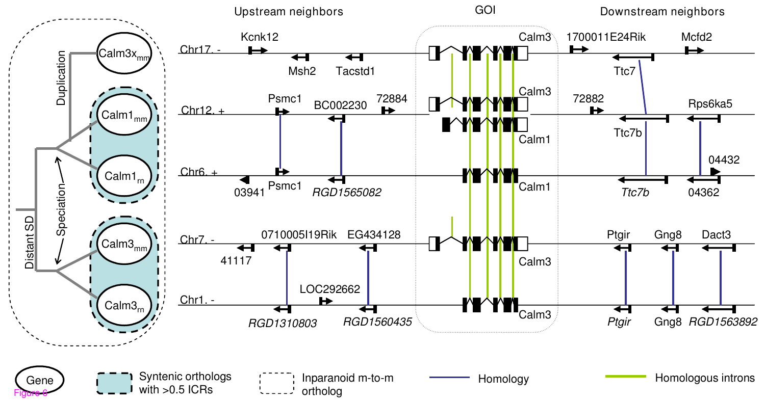Figure 6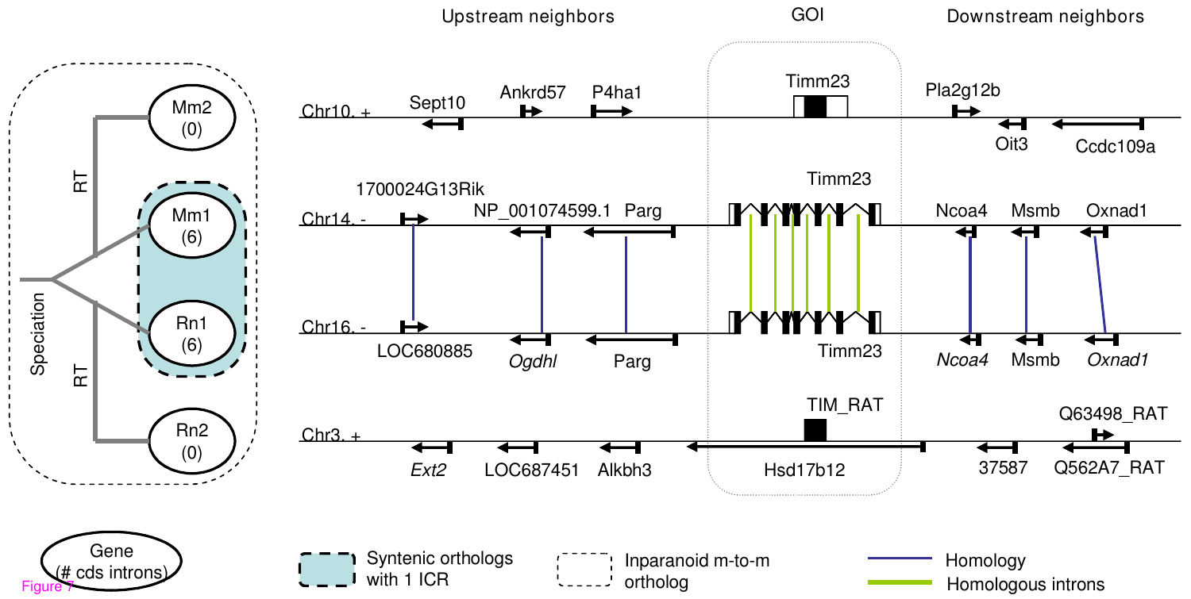Upstream neighbors | GOI | Downstream neighbors

Chr10. +: Sept10, Ankrd57, P4ha1, Timm23, Pla2g12b, Oit3, Ccdc109a

Chr14. -: 1700024G13Rik, NP_001074599.1, Parg, Timm23, Ncoa4, Msmb, Oxnad1

Chr16. -: LOC680885, *Ogdhl*, Parg, Timm23, *Ncoa4*, Msmb, *Oxnad1*

Chr3. +: *Ext2*, LOC687451, Alkbh3, TIM_RAT, Hsd17b12, 37587, Q63498_RAT, Q562A7_RAT

Speciation; RT; Mm2 (0); Mm1 (6); Rn1 (6); Rn2 (0)

Gene (# cds introns)

Syntenic orthologs with 1 ICR

Inparanoid m-to-m ortholog

Homology

Homologous introns

Figure 7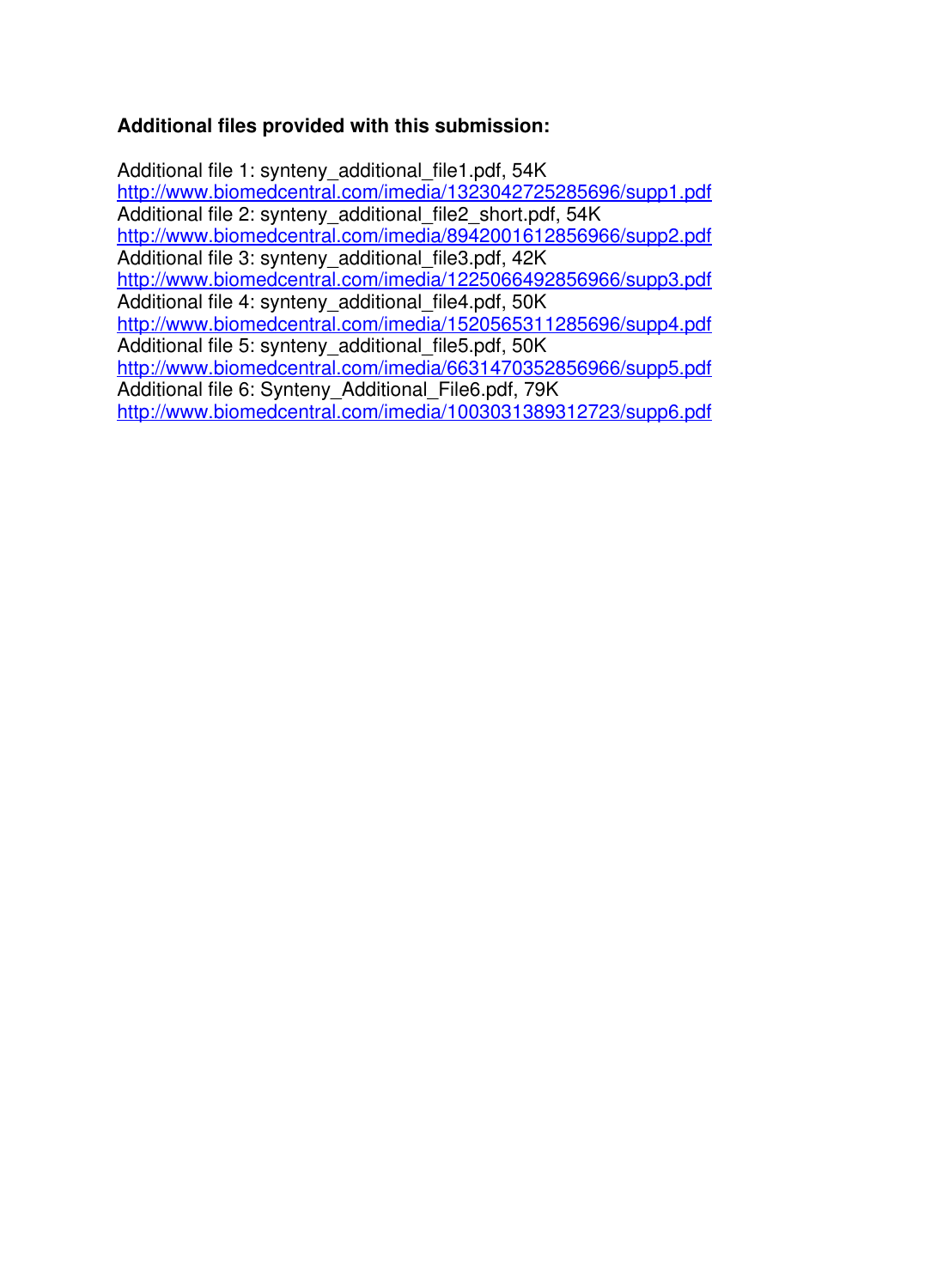**Additional files provided with this submission:**

Additional file 1: synteny_additional_file1.pdf, 54K
http://www.biomedcentral.com/imedia/1323042725285696/supp1.pdf
Additional file 2: synteny_additional_file2_short.pdf, 54K
http://www.biomedcentral.com/imedia/8942001612856966/supp2.pdf
Additional file 3: synteny_additional_file3.pdf, 42K
http://www.biomedcentral.com/imedia/1225066492856966/supp3.pdf
Additional file 4: synteny_additional_file4.pdf, 50K
http://www.biomedcentral.com/imedia/1520565311285696/supp4.pdf
Additional file 5: synteny_additional_file5.pdf, 50K
http://www.biomedcentral.com/imedia/6631470352856966/supp5.pdf
Additional file 6: Synteny_Additional_File6.pdf, 79K
http://www.biomedcentral.com/imedia/1003031389312723/supp6.pdf